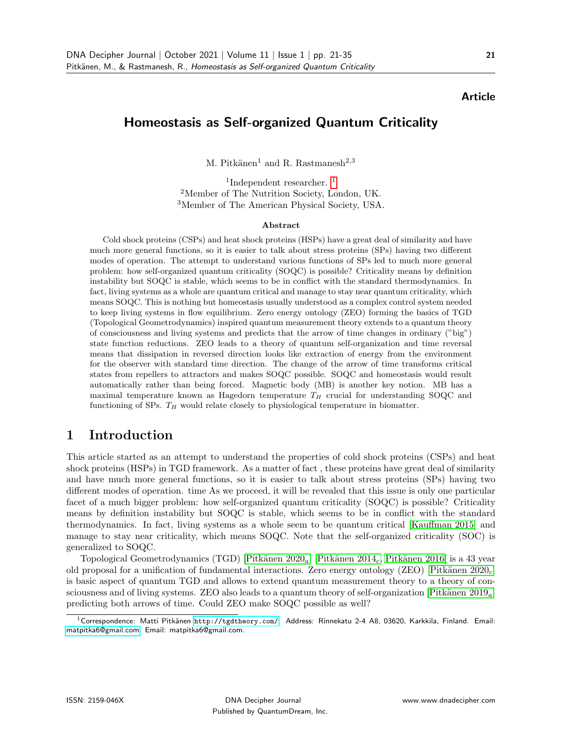**Article**

# Homeostasis as Self-organized Quantum Criticality

M. Pitkänen[1] and R. Rastmanesh[2,3]

[1]Independent researcher. [1]
[2]Member of The Nutrition Society, London, UK.
[3]Member of The American Physical Society, USA.

### Abstract

Cold shock proteins (CSPs) and heat shock proteins (HSPs) have a great deal of similarity and have much more general functions, so it is easier to talk about stress proteins (SPs) having two different modes of operation. The attempt to understand various functions of SPs led to much more general problem: how self-organized quantum criticality (SOQC) is possible? Criticality means by definition instability but SOQC is stable, which seems to be in conflict with the standard thermodynamics. In fact, living systems as a whole are quantum critical and manage to stay near quantum criticality, which means SOQC. This is nothing but homeostasis usually understood as a complex control system needed to keep living systems in flow equilibrium. Zero energy ontology (ZEO) forming the basics of TGD (Topological Geometrodynamics) inspired quantum measurement theory extends to a quantum theory of consciousness and living systems and predicts that the arrow of time changes in ordinary ("big") state function reductions. ZEO leads to a theory of quantum self-organization and time reversal means that dissipation in reversed direction looks like extraction of energy from the environment for the observer with standard time direction. The change of the arrow of time transforms critical states from repellers to attractors and makes SOQC possible. SOQC and homeostasis would result automatically rather than being forced. Magnetic body (MB) is another key notion. MB has a maximal temperature known as Hagedorn temperature $T_H$ crucial for understanding SOQC and functioning of SPs. $T_H$ would relate closely to physiological temperature in biomatter.

## 1 Introduction

This article started as an attempt to understand the properties of cold shock proteins (CSPs) and heat shock proteins (HSPs) in TGD framework. As a matter of fact , these proteins have great deal of similarity and have much more general functions, so it is easier to talk about stress proteins (SPs) having two different modes of operation. time As we proceed, it will be revealed that this issue is only one particular facet of a much bigger problem: how self-organized quantum criticality (SOQC) is possible? Criticality means by definition instability but SOQC is stable, which seems to be in conflict with the standard thermodynamics. In fact, living systems as a whole seem to be quantum critical [Kauffman 2015] and manage to stay near criticality, which means SOQC. Note that the self-organized criticality (SOC) is generalized to SOQC.

Topological Geometrodynamics (TGD) [Pitkänen 2020$_a$] [Pitkänen 2014$_c$, Pitkänen 2016] is a 43 year old proposal for a unification of fundamental interactions. Zero energy ontology (ZEO) [Pitkänen 2020$_c$] is basic aspect of quantum TGD and allows to extend quantum measurement theory to a theory of consciousness and of living systems. ZEO also leads to a quantum theory of self-organization [Pitkänen 2019$_a$] predicting both arrows of time. Could ZEO make SOQC possible as well?

[1]Correspondence: Matti Pitkänen http://tgdtheory.com/. Address: Rinnekatu 2-4 A8, 03620, Karkkila, Finland. Email: matpitka6@gmail.com. Email: matpitka6@gmail.com.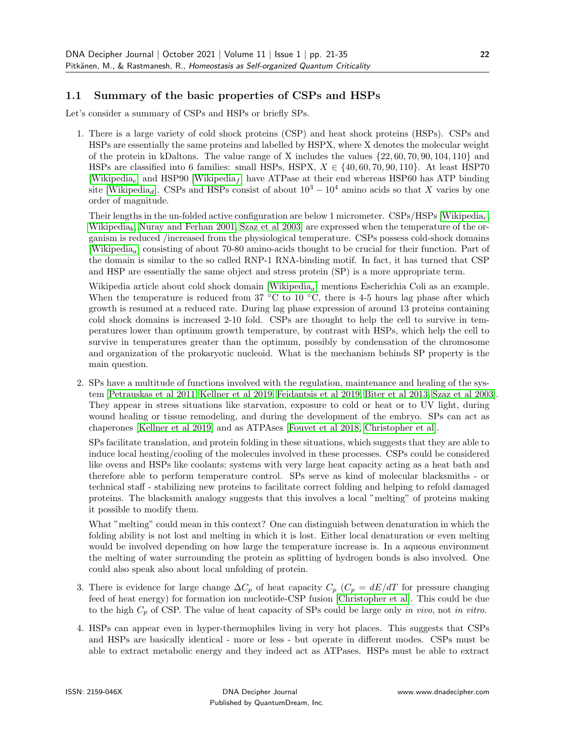### 1.1 Summary of the basic properties of CSPs and HSPs

Let's consider a summary of CSPs and HSPs or briefly SPs.

1. There is a large variety of cold shock proteins (CSP) and heat shock proteins (HSPs). CSPs and HSPs are essentially the same proteins and labelled by HSPX, where X denotes the molecular weight of the protein in kDaltons. The value range of X includes the values $\{22, 60, 70, 90, 104, 110\}$ and HSPs are classified into 6 families: small HSPs, HSPX, $X \in \{40, 60, 70, 90, 110\}$. At least HSP70 [Wikipedia$_e$] and HSP90 [Wikipedia$_f$] have ATPase at their end whereas HSP60 has ATP binding site [Wikipedia$_d$]. CSPs and HSPs consist of about $10^3 - 10^4$ amino acids so that $X$ varies by one order of magnitude.

   Their lengths in the un-folded active configuration are below 1 micrometer. CSPs/HSPs [Wikipedia$_c$, Wikipedia$_b$, Nuray and Ferhan 2001, Szaz et al 2003] are expressed when the temperature of the organism is reduced /increased from the physiological temperature. CSPs possess cold-shock domains [Wikipedia$_a$] consisting of about 70-80 amino-acids thought to be crucial for their function. Part of the domain is similar to the so called RNP-1 RNA-binding motif. In fact, it has turned that CSP and HSP are essentially the same object and stress protein (SP) is a more appropriate term.

   Wikipedia article about cold shock domain [Wikipedia$_a$] mentions Escherichia Coli as an example. When the temperature is reduced from 37 °C to 10 °C, there is 4-5 hours lag phase after which growth is resumed at a reduced rate. During lag phase expression of around 13 proteins containing cold shock domains is increased 2-10 fold. CSPs are thought to help the cell to survive in temperatures lower than optimum growth temperature, by contrast with HSPs, which help the cell to survive in temperatures greater than the optimum, possibly by condensation of the chromosome and organization of the prokaryotic nucleoid. What is the mechanism behinds SP property is the main question.

2. SPs have a multitude of functions involved with the regulation, maintenance and healing of the system [Petrauskas et al 2011, Kellner et al 2019, Feidantsis et al 2019, Biter et al 2013, Szaz et al 2003]. They appear in stress situations like starvation, exposure to cold or heat or to UV light, during wound healing or tissue remodeling, and during the development of the embryo. SPs can act as chaperones [Kellner et al 2019] and as ATPAses [Fouvet et al 2018, Christopher et al].

   SPs facilitate translation, and protein folding in these situations, which suggests that they are able to induce local heating/cooling of the molecules involved in these processes. CSPs could be considered like ovens and HSPs like coolants; systems with very large heat capacity acting as a heat bath and therefore able to perform temperature control. SPs serve as kind of molecular blacksmiths - or technical staff - stabilizing new proteins to facilitate correct folding and helping to refold damaged proteins. The blacksmith analogy suggests that this involves a local "melting" of proteins making it possible to modify them.

   What "melting" could mean in this context? One can distinguish between denaturation in which the folding ability is not lost and melting in which it is lost. Either local denaturation or even melting would be involved depending on how large the temperature increase is. In a aqueous environment the melting of water surrounding the protein as splitting of hydrogen bonds is also involved. One could also speak also about local unfolding of protein.

3. There is evidence for large change $\Delta C_p$ of heat capacity $C_p$ ($C_p = dE/dT$ for pressure changing feed of heat energy) for formation ion nucleotide-CSP fusion [Christopher et al]. This could be due to the high $C_p$ of CSP. The value of heat capacity of SPs could be large only *in vivo*, not *in vitro*.

4. HSPs can appear even in hyper-thermophiles living in very hot places. This suggests that CSPs and HSPs are basically identical - more or less - but operate in different modes. CSPs must be able to extract metabolic energy and they indeed act as ATPases. HSPs must be able to extract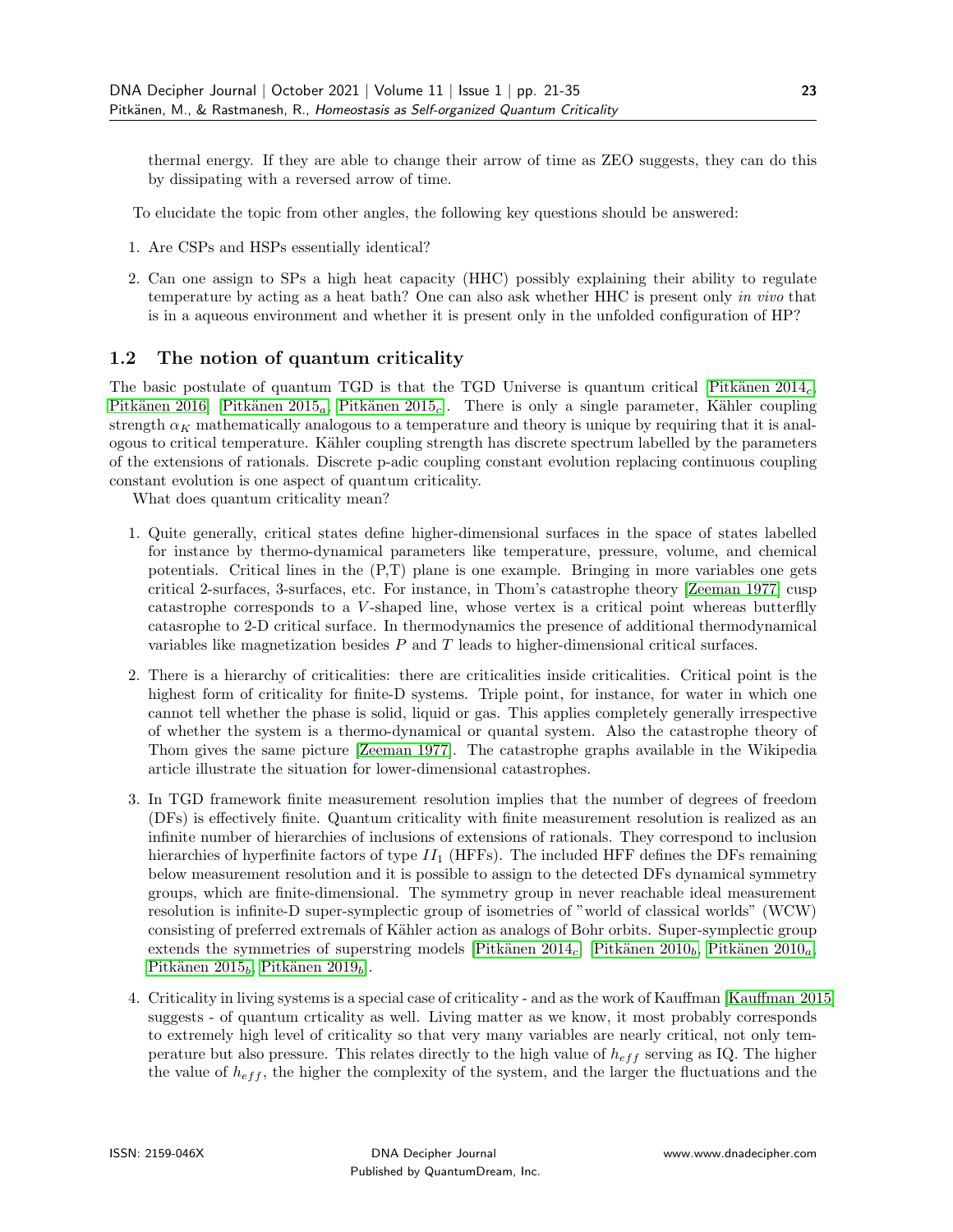thermal energy. If they are able to change their arrow of time as ZEO suggests, they can do this by dissipating with a reversed arrow of time.

To elucidate the topic from other angles, the following key questions should be answered:

1. Are CSPs and HSPs essentially identical?
2. Can one assign to SPs a high heat capacity (HHC) possibly explaining their ability to regulate temperature by acting as a heat bath? One can also ask whether HHC is present only *in vivo* that is in a aqueous environment and whether it is present only in the unfolded configuration of HP?

## 1.2 The notion of quantum criticality

The basic postulate of quantum TGD is that the TGD Universe is quantum critical [Pitkänen 2014$_c$, Pitkänen 2016] [Pitkänen 2015$_a$, Pitkänen 2015$_c$]. There is only a single parameter, Kähler coupling strength $\alpha_K$ mathematically analogous to a temperature and theory is unique by requiring that it is analogous to critical temperature. Kähler coupling strength has discrete spectrum labelled by the parameters of the extensions of rationals. Discrete p-adic coupling constant evolution replacing continuous coupling constant evolution is one aspect of quantum criticality.

What does quantum criticality mean?

1. Quite generally, critical states define higher-dimensional surfaces in the space of states labelled for instance by thermo-dynamical parameters like temperature, pressure, volume, and chemical potentials. Critical lines in the (P,T) plane is one example. Bringing in more variables one gets critical 2-surfaces, 3-surfaces, etc. For instance, in Thom's catastrophe theory [Zeeman 1977] cusp catastrophe corresponds to a $V$-shaped line, whose vertex is a critical point whereas butterflly catasrophe to 2-D critical surface. In thermodynamics the presence of additional thermodynamical variables like magnetization besides $P$ and $T$ leads to higher-dimensional critical surfaces.
2. There is a hierarchy of criticalities: there are criticalities inside criticalities. Critical point is the highest form of criticality for finite-D systems. Triple point, for instance, for water in which one cannot tell whether the phase is solid, liquid or gas. This applies completely generally irrespective of whether the system is a thermo-dynamical or quantal system. Also the catastrophe theory of Thom gives the same picture [Zeeman 1977]. The catastrophe graphs available in the Wikipedia article illustrate the situation for lower-dimensional catastrophes.
3. In TGD framework finite measurement resolution implies that the number of degrees of freedom (DFs) is effectively finite. Quantum criticality with finite measurement resolution is realized as an infinite number of hierarchies of inclusions of extensions of rationals. They correspond to inclusion hierarchies of hyperfinite factors of type $II_1$ (HFFs). The included HFF defines the DFs remaining below measurement resolution and it is possible to assign to the detected DFs dynamical symmetry groups, which are finite-dimensional. The symmetry group in never reachable ideal measurement resolution is infinite-D super-symplectic group of isometries of "world of classical worlds" (WCW) consisting of preferred extremals of Kähler action as analogs of Bohr orbits. Super-symplectic group extends the symmetries of superstring models [Pitkänen 2014$_c$, Pitkänen 2010$_b$, Pitkänen 2010$_a$, Pitkänen 2015$_b$, Pitkänen 2019$_b$].
4. Criticality in living systems is a special case of criticality - and as the work of Kauffman [Kauffman 2015] suggests - of quantum crticality as well. Living matter as we know, it most probably corresponds to extremely high level of criticality so that very many variables are nearly critical, not only temperature but also pressure. This relates directly to the high value of $h_{eff}$ serving as IQ. The higher the value of $h_{eff}$, the higher the complexity of the system, and the larger the fluctuations and the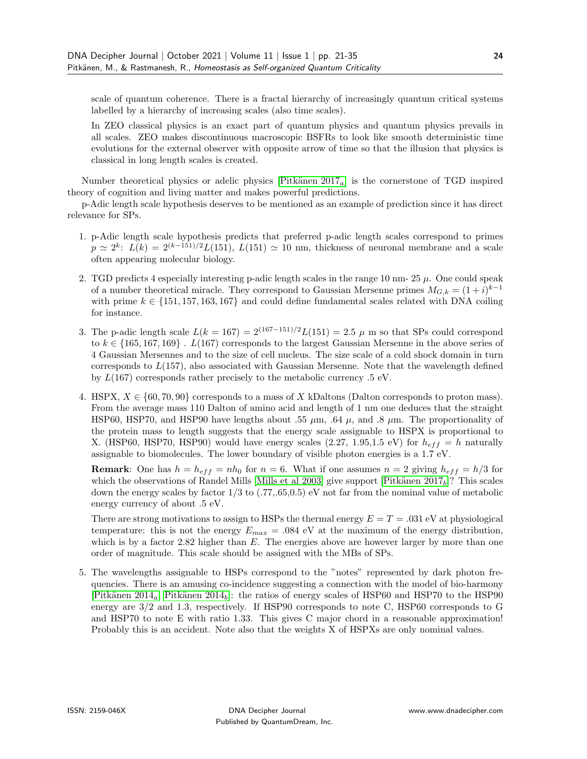scale of quantum coherence. There is a fractal hierarchy of increasingly quantum critical systems labelled by a hierarchy of increasing scales (also time scales).

In ZEO classical physics is an exact part of quantum physics and quantum physics prevails in all scales. ZEO makes discontinuous macroscopic BSFRs to look like smooth deterministic time evolutions for the external observer with opposite arrow of time so that the illusion that physics is classical in long length scales is created.

Number theoretical physics or adelic physics [Pitkänen 2017$_a$] is the cornerstone of TGD inspired theory of cognition and living matter and makes powerful predictions.

p-Adic length scale hypothesis deserves to be mentioned as an example of prediction since it has direct relevance for SPs.

1. p-Adic length scale hypothesis predicts that preferred p-adic length scales correspond to primes $p \simeq 2^k$: $L(k) = 2^{(k-151)/2}L(151)$, $L(151) \simeq 10$ nm, thickness of neuronal membrane and a scale often appearing molecular biology.

2. TGD predicts 4 especially interesting p-adic length scales in the range 10 nm- 25 $\mu$. One could speak of a number theoretical miracle. They correspond to Gaussian Mersenne primes $M_{G,k} = (1+i)^{k-1}$ with prime $k \in \{151, 157, 163, 167\}$ and could define fundamental scales related with DNA coiling for instance.

3. The p-adic length scale $L(k = 167) = 2^{(167-151)/2}L(151) = 2.5$ $\mu$ m so that SPs could correspond to $k \in \{165, 167, 169\}$ . $L(167)$ corresponds to the largest Gaussian Mersenne in the above series of 4 Gaussian Mersennes and to the size of cell nucleus. The size scale of a cold shock domain in turn corresponds to $L(157)$, also associated with Gaussian Mersenne. Note that the wavelength defined by $L(167)$ corresponds rather precisely to the metabolic currency .5 eV.

4. HSPX, $X \in \{60, 70, 90\}$ corresponds to a mass of $X$ kDaltons (Dalton corresponds to proton mass). From the average mass 110 Dalton of amino acid and length of 1 nm one deduces that the straight HSP60, HSP70, and HSP90 have lengths about .55 $\mu$m, .64 $\mu$, and .8 $\mu$m. The proportionality of the protein mass to length suggests that the energy scale assignable to HSPX is proportional to X. (HSP60, HSP70, HSP90) would have energy scales (2.27, 1.95,1.5 eV) for $h_{eff} = h$ naturally assignable to biomolecules. The lower boundary of visible photon energies is a 1.7 eV.

   **Remark**: One has $h = h_{eff} = nh_0$ for $n = 6$. What if one assumes $n = 2$ giving $h_{eff} = h/3$ for which the observations of Randel Mills [Mills et al 2003] give support [Pitkänen 2017$_b$]? This scales down the energy scales by factor 1/3 to (.77,.65,0.5) eV not far from the nominal value of metabolic energy currency of about .5 eV.

   There are strong motivations to assign to HSPs the thermal energy $E = T = .031$ eV at physiological temperature: this is not the energy $E_{max} = .084$ eV at the maximum of the energy distribution, which is by a factor 2.82 higher than $E$. The energies above are however larger by more than one order of magnitude. This scale should be assigned with the MBs of SPs.

5. The wavelengths assignable to HSPs correspond to the "notes" represented by dark photon frequencies. There is an amusing co-incidence suggesting a connection with the model of bio-harmony [Pitkänen 2014$_a$, Pitkänen 2014$_b$]: the ratios of energy scales of HSP60 and HSP70 to the HSP90 energy are 3/2 and 1.3, respectively. If HSP90 corresponds to note C, HSP60 corresponds to G and HSP70 to note E with ratio 1.33. This gives C major chord in a reasonable approximation! Probably this is an accident. Note also that the weights X of HSPXs are only nominal values.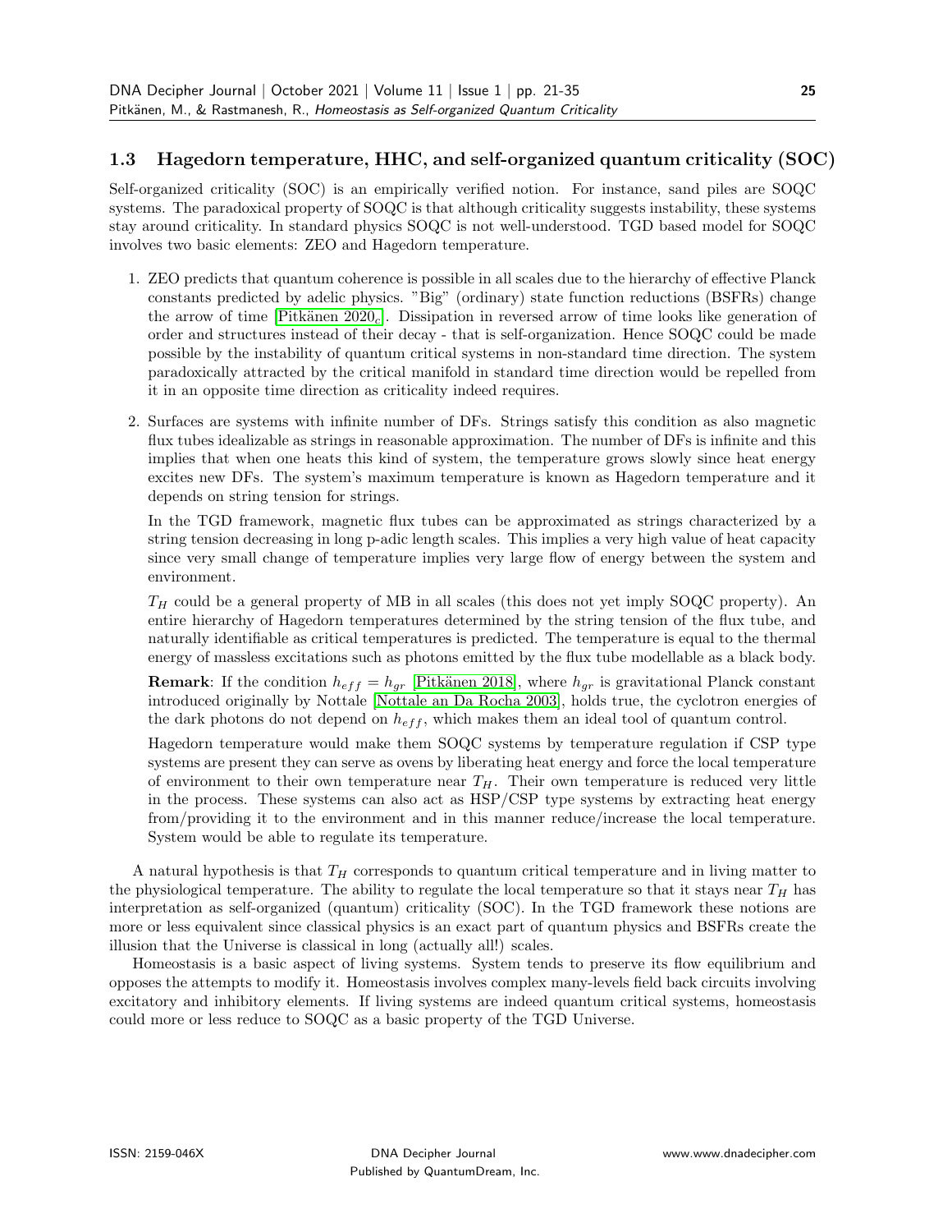### 1.3 Hagedorn temperature, HHC, and self-organized quantum criticality (SOC)

Self-organized criticality (SOC) is an empirically verified notion. For instance, sand piles are SOQC systems. The paradoxical property of SOQC is that although criticality suggests instability, these systems stay around criticality. In standard physics SOQC is not well-understood. TGD based model for SOQC involves two basic elements: ZEO and Hagedorn temperature.

1. ZEO predicts that quantum coherence is possible in all scales due to the hierarchy of effective Planck constants predicted by adelic physics. "Big" (ordinary) state function reductions (BSFRs) change the arrow of time [Pitkänen 2020_c]. Dissipation in reversed arrow of time looks like generation of order and structures instead of their decay - that is self-organization. Hence SOQC could be made possible by the instability of quantum critical systems in non-standard time direction. The system paradoxically attracted by the critical manifold in standard time direction would be repelled from it in an opposite time direction as criticality indeed requires.

2. Surfaces are systems with infinite number of DFs. Strings satisfy this condition as also magnetic flux tubes idealizable as strings in reasonable approximation. The number of DFs is infinite and this implies that when one heats this kind of system, the temperature grows slowly since heat energy excites new DFs. The system's maximum temperature is known as Hagedorn temperature and it depends on string tension for strings.

   In the TGD framework, magnetic flux tubes can be approximated as strings characterized by a string tension decreasing in long p-adic length scales. This implies a very high value of heat capacity since very small change of temperature implies very large flow of energy between the system and environment.

   $T_H$ could be a general property of MB in all scales (this does not yet imply SOQC property). An entire hierarchy of Hagedorn temperatures determined by the string tension of the flux tube, and naturally identifiable as critical temperatures is predicted. The temperature is equal to the thermal energy of massless excitations such as photons emitted by the flux tube modellable as a black body.

   **Remark**: If the condition $h_{eff} = h_{gr}$ [Pitkänen 2018], where $h_{gr}$ is gravitational Planck constant introduced originally by Nottale [Nottale an Da Rocha 2003], holds true, the cyclotron energies of the dark photons do not depend on $h_{eff}$, which makes them an ideal tool of quantum control.

   Hagedorn temperature would make them SOQC systems by temperature regulation if CSP type systems are present they can serve as ovens by liberating heat energy and force the local temperature of environment to their own temperature near $T_H$. Their own temperature is reduced very little in the process. These systems can also act as HSP/CSP type systems by extracting heat energy from/providing it to the environment and in this manner reduce/increase the local temperature. System would be able to regulate its temperature.

A natural hypothesis is that $T_H$ corresponds to quantum critical temperature and in living matter to the physiological temperature. The ability to regulate the local temperature so that it stays near $T_H$ has interpretation as self-organized (quantum) criticality (SOC). In the TGD framework these notions are more or less equivalent since classical physics is an exact part of quantum physics and BSFRs create the illusion that the Universe is classical in long (actually all!) scales.

Homeostasis is a basic aspect of living systems. System tends to preserve its flow equilibrium and opposes the attempts to modify it. Homeostasis involves complex many-levels field back circuits involving excitatory and inhibitory elements. If living systems are indeed quantum critical systems, homeostasis could more or less reduce to SOQC as a basic property of the TGD Universe.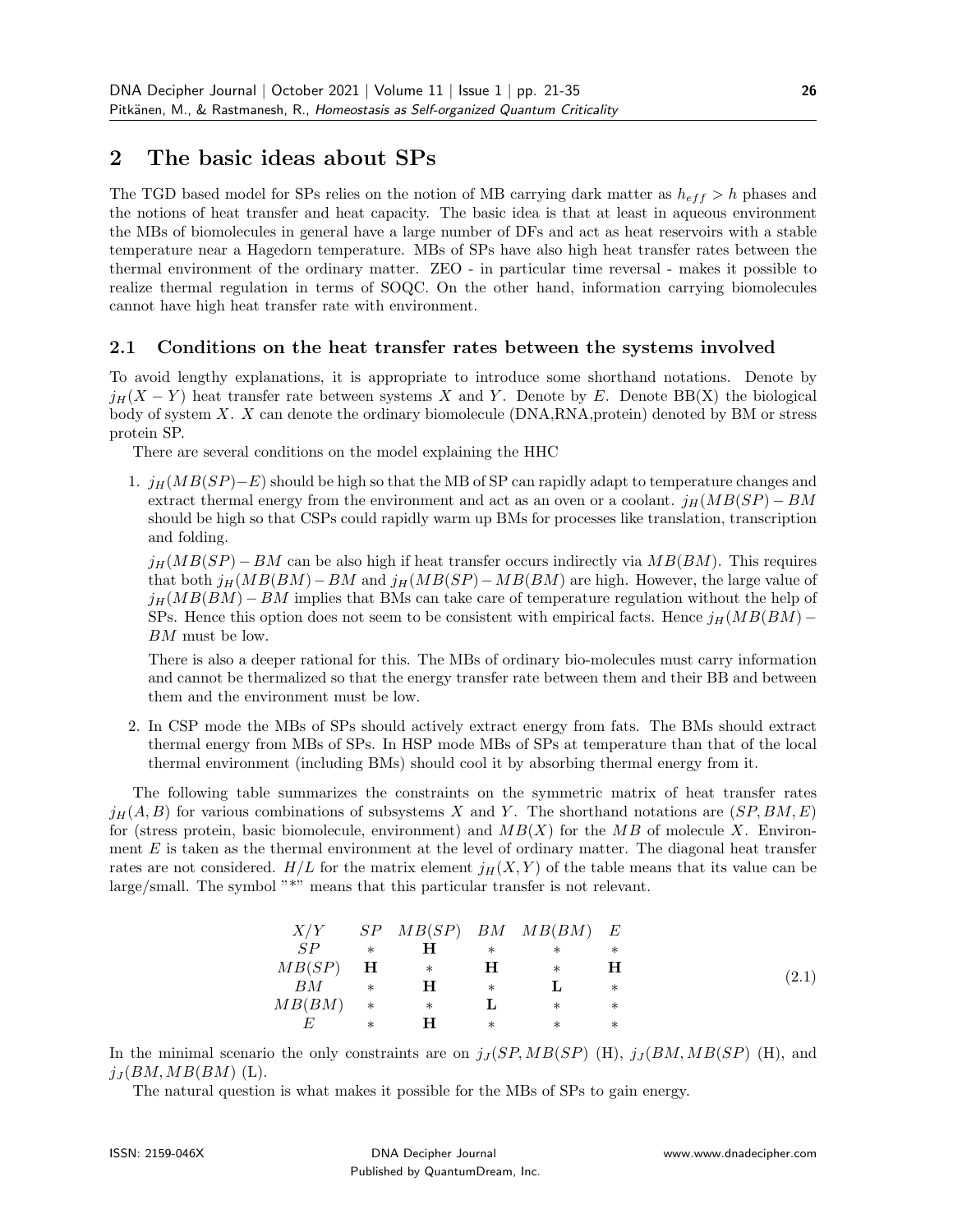## 2 The basic ideas about SPs

The TGD based model for SPs relies on the notion of MB carrying dark matter as $h_{eff} > h$ phases and the notions of heat transfer and heat capacity. The basic idea is that at least in aqueous environment the MBs of biomolecules in general have a large number of DFs and act as heat reservoirs with a stable temperature near a Hagedorn temperature. MBs of SPs have also high heat transfer rates between the thermal environment of the ordinary matter. ZEO - in particular time reversal - makes it possible to realize thermal regulation in terms of SOQC. On the other hand, information carrying biomolecules cannot have high heat transfer rate with environment.

### 2.1 Conditions on the heat transfer rates between the systems involved

To avoid lengthy explanations, it is appropriate to introduce some shorthand notations. Denote by $j_H(X - Y)$ heat transfer rate between systems $X$ and $Y$. Denote by $E$. Denote BB(X) the biological body of system $X$. $X$ can denote the ordinary biomolecule (DNA,RNA,protein) denoted by BM or stress protein SP.

There are several conditions on the model explaining the HHC

1. $j_H(MB(SP)-E)$ should be high so that the MB of SP can rapidly adapt to temperature changes and extract thermal energy from the environment and act as an oven or a coolant. $j_H(MB(SP) - BM$ should be high so that CSPs could rapidly warm up BMs for processes like translation, transcription and folding.

   $j_H(MB(SP) - BM$ can be also high if heat transfer occurs indirectly via $MB(BM)$. This requires that both $j_H(MB(BM) - BM$ and $j_H(MB(SP) - MB(BM)$ are high. However, the large value of $j_H(MB(BM) - BM$ implies that BMs can take care of temperature regulation without the help of SPs. Hence this option does not seem to be consistent with empirical facts. Hence $j_H(MB(BM) - BM$ must be low.

   There is also a deeper rational for this. The MBs of ordinary bio-molecules must carry information and cannot be thermalized so that the energy transfer rate between them and their BB and between them and the environment must be low.

2. In CSP mode the MBs of SPs should actively extract energy from fats. The BMs should extract thermal energy from MBs of SPs. In HSP mode MBs of SPs at temperature than that of the local thermal environment (including BMs) should cool it by absorbing thermal energy from it.

The following table summarizes the constraints on the symmetric matrix of heat transfer rates $j_H(A, B)$ for various combinations of subsystems $X$ and $Y$. The shorthand notations are $(SP, BM, E)$ for (stress protein, basic biomolecule, environment) and $MB(X)$ for the $MB$ of molecule $X$. Environment $E$ is taken as the thermal environment at the level of ordinary matter. The diagonal heat transfer rates are not considered. $H/L$ for the matrix element $j_H(X, Y)$ of the table means that its value can be large/small. The symbol "*" means that this particular transfer is not relevant.

| $X/Y$ | $SP$ | $MB(SP)$ | $BM$ | $MB(BM)$ | $E$ |
|---|---|---|---|---|---|
| $SP$ | * | **H** | * | * | * |
| $MB(SP)$ | **H** | * | **H** | * | **H** |
| $BM$ | * | **H** | * | **L** | * |
| $MB(BM)$ | * | * | **L** | * | * |
| $E$ | * | **H** | * | * | * |

(2.1)

In the minimal scenario the only constraints are on $j_J(SP, MB(SP)$ (H), $j_J(BM, MB(SP)$ (H), and $j_J(BM, MB(BM)$ (L).

The natural question is what makes it possible for the MBs of SPs to gain energy.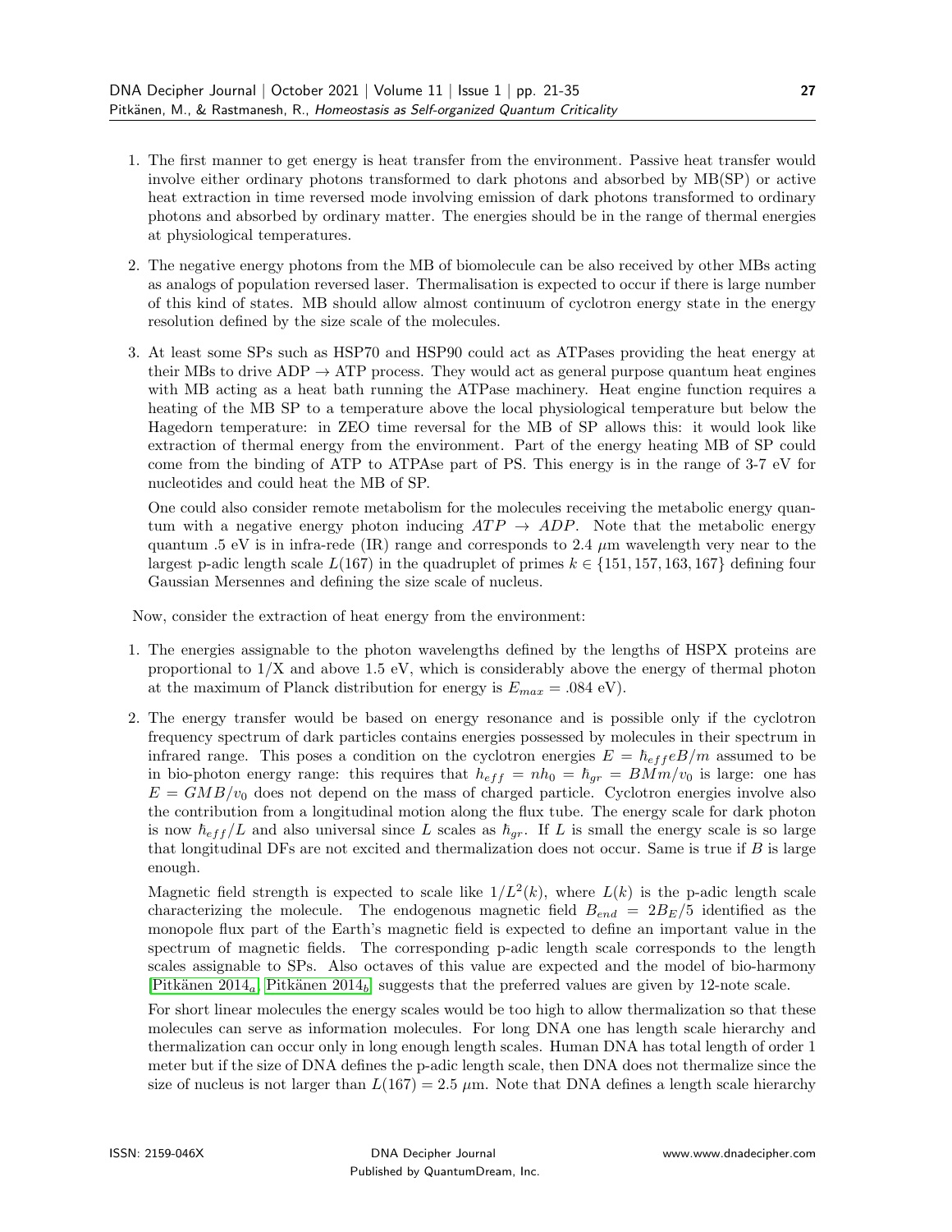1. The first manner to get energy is heat transfer from the environment. Passive heat transfer would involve either ordinary photons transformed to dark photons and absorbed by MB(SP) or active heat extraction in time reversed mode involving emission of dark photons transformed to ordinary photons and absorbed by ordinary matter. The energies should be in the range of thermal energies at physiological temperatures.

2. The negative energy photons from the MB of biomolecule can be also received by other MBs acting as analogs of population reversed laser. Thermalisation is expected to occur if there is large number of this kind of states. MB should allow almost continuum of cyclotron energy state in the energy resolution defined by the size scale of the molecules.

3. At least some SPs such as HSP70 and HSP90 could act as ATPases providing the heat energy at their MBs to drive ADP → ATP process. They would act as general purpose quantum heat engines with MB acting as a heat bath running the ATPase machinery. Heat engine function requires a heating of the MB SP to a temperature above the local physiological temperature but below the Hagedorn temperature: in ZEO time reversal for the MB of SP allows this: it would look like extraction of thermal energy from the environment. Part of the energy heating MB of SP could come from the binding of ATP to ATPAse part of PS. This energy is in the range of 3-7 eV for nucleotides and could heat the MB of SP.

   One could also consider remote metabolism for the molecules receiving the metabolic energy quantum with a negative energy photon inducing $ATP \rightarrow ADP$. Note that the metabolic energy quantum .5 eV is in infra-rede (IR) range and corresponds to 2.4 $\mu$m wavelength very near to the largest p-adic length scale $L(167)$ in the quadruplet of primes $k \in \{151, 157, 163, 167\}$ defining four Gaussian Mersennes and defining the size scale of nucleus.

Now, consider the extraction of heat energy from the environment:

1. The energies assignable to the photon wavelengths defined by the lengths of HSPX proteins are proportional to 1/X and above 1.5 eV, which is considerably above the energy of thermal photon at the maximum of Planck distribution for energy is $E_{max} = .084$ eV).

2. The energy transfer would be based on energy resonance and is possible only if the cyclotron frequency spectrum of dark particles contains energies possessed by molecules in their spectrum in infrared range. This poses a condition on the cyclotron energies $E = \hbar_{eff} eB/m$ assumed to be in bio-photon energy range: this requires that $h_{eff} = nh_0 = \hbar_{gr} = BMm/v_0$ is large: one has $E = GMB/v_0$ does not depend on the mass of charged particle. Cyclotron energies involve also the contribution from a longitudinal motion along the flux tube. The energy scale for dark photon is now $\hbar_{eff}/L$ and also universal since $L$ scales as $\hbar_{gr}$. If $L$ is small the energy scale is so large that longitudinal DFs are not excited and thermalization does not occur. Same is true if $B$ is large enough.

   Magnetic field strength is expected to scale like $1/L^2(k)$, where $L(k)$ is the p-adic length scale characterizing the molecule. The endogenous magnetic field $B_{end} = 2B_E/5$ identified as the monopole flux part of the Earth's magnetic field is expected to define an important value in the spectrum of magnetic fields. The corresponding p-adic length scale corresponds to the length scales assignable to SPs. Also octaves of this value are expected and the model of bio-harmony [Pitkänen 2014$_a$, Pitkänen 2014$_b$] suggests that the preferred values are given by 12-note scale.

   For short linear molecules the energy scales would be too high to allow thermalization so that these molecules can serve as information molecules. For long DNA one has length scale hierarchy and thermalization can occur only in long enough length scales. Human DNA has total length of order 1 meter but if the size of DNA defines the p-adic length scale, then DNA does not thermalize since the size of nucleus is not larger than $L(167) = 2.5$ $\mu$m. Note that DNA defines a length scale hierarchy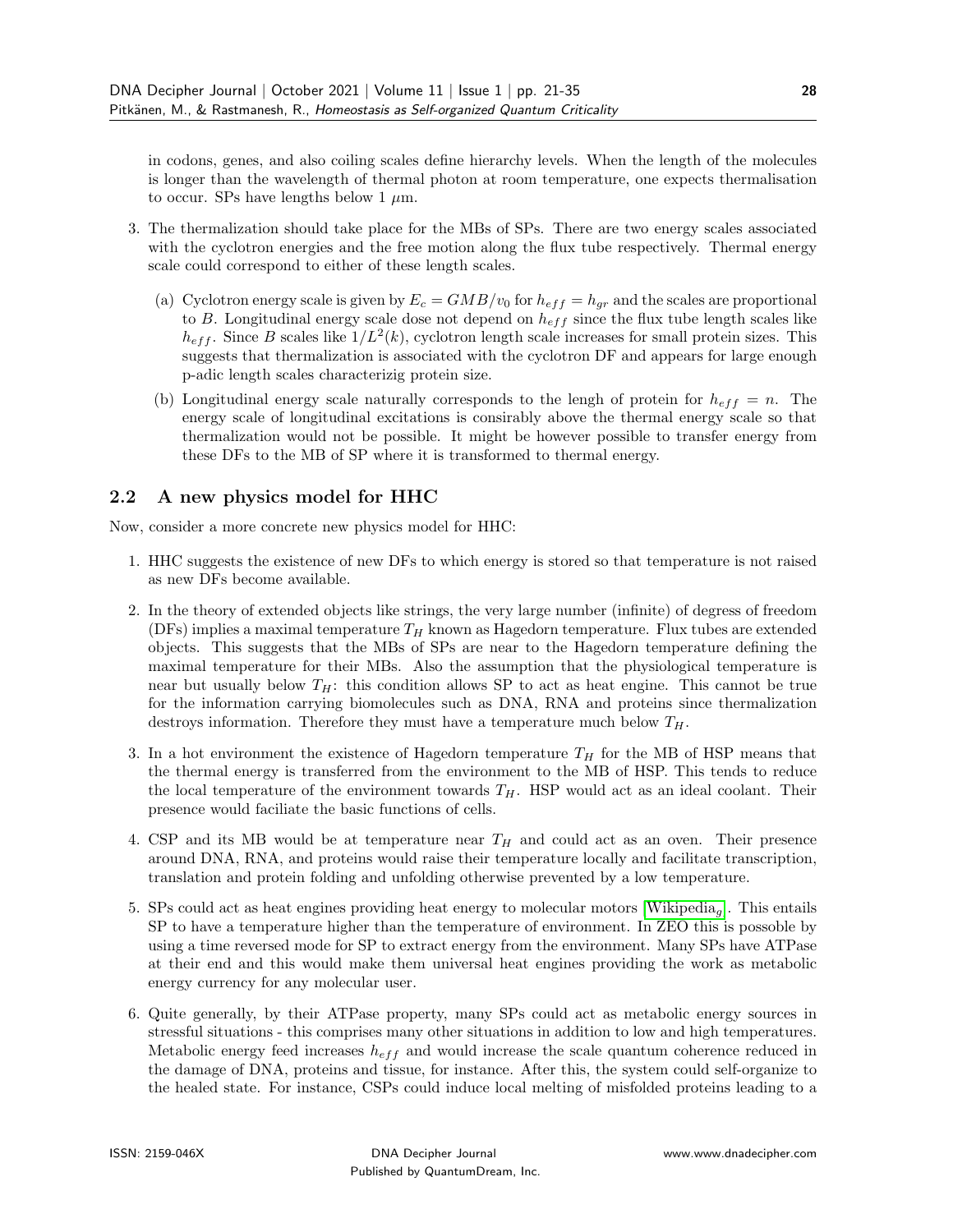in codons, genes, and also coiling scales define hierarchy levels. When the length of the molecules is longer than the wavelength of thermal photon at room temperature, one expects thermalisation to occur. SPs have lengths below 1 $\mu$m.

3. The thermalization should take place for the MBs of SPs. There are two energy scales associated with the cyclotron energies and the free motion along the flux tube respectively. Thermal energy scale could correspond to either of these length scales.

   (a) Cyclotron energy scale is given by $E_c = GMB/v_0$ for $h_{eff} = h_{gr}$ and the scales are proportional to $B$. Longitudinal energy scale dose not depend on $h_{eff}$ since the flux tube length scales like $h_{eff}$. Since $B$ scales like $1/L^2(k)$, cyclotron length scale increases for small protein sizes. This suggests that thermalization is associated with the cyclotron DF and appears for large enough p-adic length scales characterizig protein size.

   (b) Longitudinal energy scale naturally corresponds to the lengh of protein for $h_{eff} = n$. The energy scale of longitudinal excitations is consirably above the thermal energy scale so that thermalization would not be possible. It might be however possible to transfer energy from these DFs to the MB of SP where it is transformed to thermal energy.

## 2.2 A new physics model for HHC

Now, consider a more concrete new physics model for HHC:

1. HHC suggests the existence of new DFs to which energy is stored so that temperature is not raised as new DFs become available.

2. In the theory of extended objects like strings, the very large number (infinite) of degress of freedom (DFs) implies a maximal temperature $T_H$ known as Hagedorn temperature. Flux tubes are extended objects. This suggests that the MBs of SPs are near to the Hagedorn temperature defining the maximal temperature for their MBs. Also the assumption that the physiological temperature is near but usually below $T_H$: this condition allows SP to act as heat engine. This cannot be true for the information carrying biomolecules such as DNA, RNA and proteins since thermalization destroys information. Therefore they must have a temperature much below $T_H$.

3. In a hot environment the existence of Hagedorn temperature $T_H$ for the MB of HSP means that the thermal energy is transferred from the environment to the MB of HSP. This tends to reduce the local temperature of the environment towards $T_H$. HSP would act as an ideal coolant. Their presence would faciliate the basic functions of cells.

4. CSP and its MB would be at temperature near $T_H$ and could act as an oven. Their presence around DNA, RNA, and proteins would raise their temperature locally and facilitate transcription, translation and protein folding and unfolding otherwise prevented by a low temperature.

5. SPs could act as heat engines providing heat energy to molecular motors [Wikipedia$_g$]. This entails SP to have a temperature higher than the temperature of environment. In ZEO this is possoble by using a time reversed mode for SP to extract energy from the environment. Many SPs have ATPase at their end and this would make them universal heat engines providing the work as metabolic energy currency for any molecular user.

6. Quite generally, by their ATPase property, many SPs could act as metabolic energy sources in stressful situations - this comprises many other situations in addition to low and high temperatures. Metabolic energy feed increases $h_{eff}$ and would increase the scale quantum coherence reduced in the damage of DNA, proteins and tissue, for instance. After this, the system could self-organize to the healed state. For instance, CSPs could induce local melting of misfolded proteins leading to a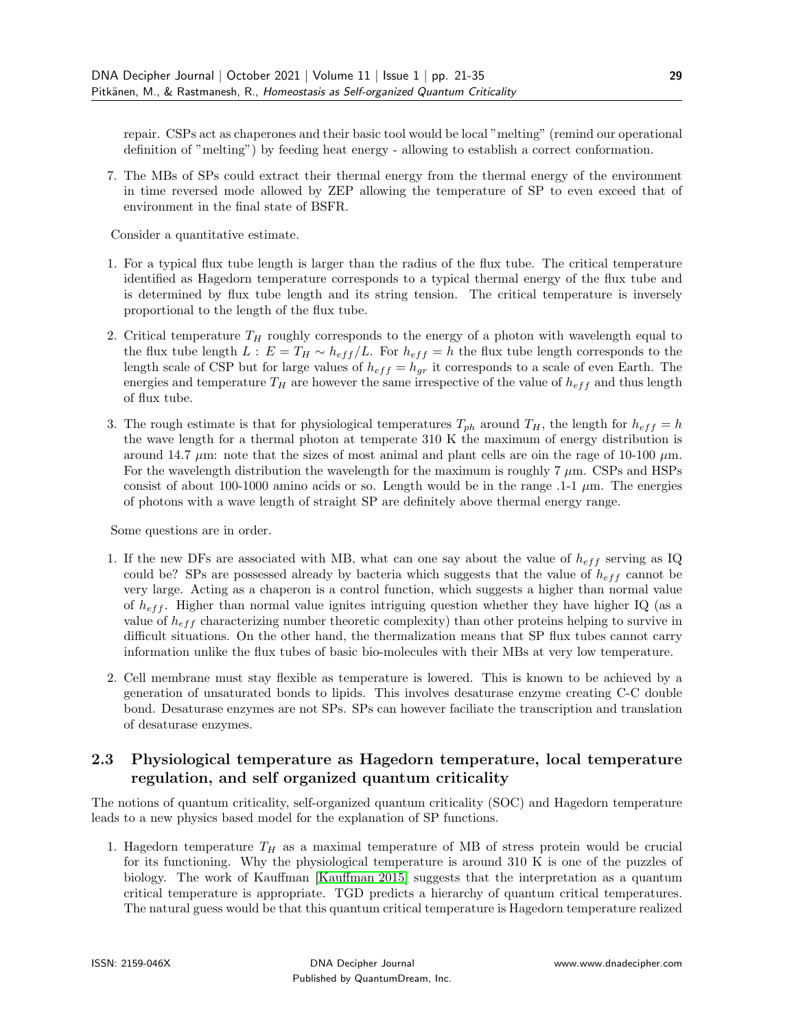repair. CSPs act as chaperones and their basic tool would be local "melting" (remind our operational definition of "melting") by feeding heat energy - allowing to establish a correct conformation.

7. The MBs of SPs could extract their thermal energy from the thermal energy of the environment in time reversed mode allowed by ZEP allowing the temperature of SP to even exceed that of environment in the final state of BSFR.

Consider a quantitative estimate.

1. For a typical flux tube length is larger than the radius of the flux tube. The critical temperature identified as Hagedorn temperature corresponds to a typical thermal energy of the flux tube and is determined by flux tube length and its string tension. The critical temperature is inversely proportional to the length of the flux tube.

2. Critical temperature $T_H$ roughly corresponds to the energy of a photon with wavelength equal to the flux tube length $L$ : $E = T_H \sim h_{eff}/L$. For $h_{eff} = h$ the flux tube length corresponds to the length scale of CSP but for large values of $h_{eff} = h_{gr}$ it corresponds to a scale of even Earth. The energies and temperature $T_H$ are however the same irrespective of the value of $h_{eff}$ and thus length of flux tube.

3. The rough estimate is that for physiological temperatures $T_{ph}$ around $T_H$, the length for $h_{eff} = h$ the wave length for a thermal photon at temperate 310 K the maximum of energy distribution is around 14.7 $\mu$m: note that the sizes of most animal and plant cells are oin the rage of 10-100 $\mu$m. For the wavelength distribution the wavelength for the maximum is roughly 7 $\mu$m. CSPs and HSPs consist of about 100-1000 amino acids or so. Length would be in the range .1-1 $\mu$m. The energies of photons with a wave length of straight SP are definitely above thermal energy range.

Some questions are in order.

1. If the new DFs are associated with MB, what can one say about the value of $h_{eff}$ serving as IQ could be? SPs are possessed already by bacteria which suggests that the value of $h_{eff}$ cannot be very large. Acting as a chaperon is a control function, which suggests a higher than normal value of $h_{eff}$. Higher than normal value ignites intriguing question whether they have higher IQ (as a value of $h_{eff}$ characterizing number theoretic complexity) than other proteins helping to survive in difficult situations. On the other hand, the thermalization means that SP flux tubes cannot carry information unlike the flux tubes of basic bio-molecules with their MBs at very low temperature.

2. Cell membrane must stay flexible as temperature is lowered. This is known to be achieved by a generation of unsaturated bonds to lipids. This involves desaturase enzyme creating C-C double bond. Desaturase enzymes are not SPs. SPs can however faciliate the transcription and translation of desaturase enzymes.

### 2.3 Physiological temperature as Hagedorn temperature, local temperature regulation, and self organized quantum criticality

The notions of quantum criticality, self-organized quantum criticality (SOC) and Hagedorn temperature leads to a new physics based model for the explanation of SP functions.

1. Hagedorn temperature $T_H$ as a maximal temperature of MB of stress protein would be crucial for its functioning. Why the physiological temperature is around 310 K is one of the puzzles of biology. The work of Kauffman [Kauffman 2015] suggests that the interpretation as a quantum critical temperature is appropriate. TGD predicts a hierarchy of quantum critical temperatures. The natural guess would be that this quantum critical temperature is Hagedorn temperature realized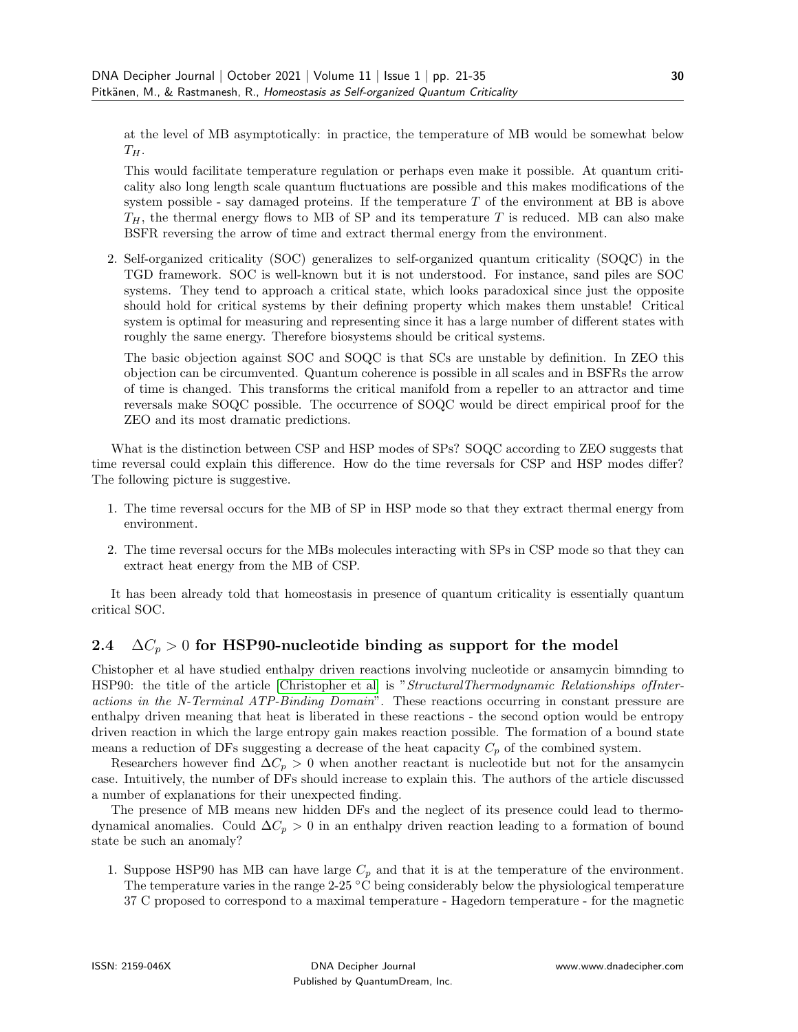at the level of MB asymptotically: in practice, the temperature of MB would be somewhat below $T_H$.

This would facilitate temperature regulation or perhaps even make it possible. At quantum criticality also long length scale quantum fluctuations are possible and this makes modifications of the system possible - say damaged proteins. If the temperature $T$ of the environment at BB is above $T_H$, the thermal energy flows to MB of SP and its temperature $T$ is reduced. MB can also make BSFR reversing the arrow of time and extract thermal energy from the environment.

2. Self-organized criticality (SOC) generalizes to self-organized quantum criticality (SOQC) in the TGD framework. SOC is well-known but it is not understood. For instance, sand piles are SOC systems. They tend to approach a critical state, which looks paradoxical since just the opposite should hold for critical systems by their defining property which makes them unstable! Critical system is optimal for measuring and representing since it has a large number of different states with roughly the same energy. Therefore biosystems should be critical systems.

   The basic objection against SOC and SOQC is that SCs are unstable by definition. In ZEO this objection can be circumvented. Quantum coherence is possible in all scales and in BSFRs the arrow of time is changed. This transforms the critical manifold from a repeller to an attractor and time reversals make SOQC possible. The occurrence of SOQC would be direct empirical proof for the ZEO and its most dramatic predictions.

What is the distinction between CSP and HSP modes of SPs? SOQC according to ZEO suggests that time reversal could explain this difference. How do the time reversals for CSP and HSP modes differ? The following picture is suggestive.

1. The time reversal occurs for the MB of SP in HSP mode so that they extract thermal energy from environment.
2. The time reversal occurs for the MBs molecules interacting with SPs in CSP mode so that they can extract heat energy from the MB of CSP.

It has been already told that homeostasis in presence of quantum criticality is essentially quantum critical SOC.

## 2.4 $\Delta C_p > 0$ for HSP90-nucleotide binding as support for the model

Chistopher et al have studied enthalpy driven reactions involving nucleotide or ansamycin bimnding to HSP90: the title of the article [Christopher et al] is "*StructuralThermodynamic Relationships ofInteractions in the N-Terminal ATP-Binding Domain*". These reactions occurring in constant pressure are enthalpy driven meaning that heat is liberated in these reactions - the second option would be entropy driven reaction in which the large entropy gain makes reaction possible. The formation of a bound state means a reduction of DFs suggesting a decrease of the heat capacity $C_p$ of the combined system.

Researchers however find $\Delta C_p > 0$ when another reactant is nucleotide but not for the ansamycin case. Intuitively, the number of DFs should increase to explain this. The authors of the article discussed a number of explanations for their unexpected finding.

The presence of MB means new hidden DFs and the neglect of its presence could lead to thermodynamical anomalies. Could $\Delta C_p > 0$ in an enthalpy driven reaction leading to a formation of bound state be such an anomaly?

1. Suppose HSP90 has MB can have large $C_p$ and that it is at the temperature of the environment. The temperature varies in the range 2-25 °C being considerably below the physiological temperature 37 C proposed to correspond to a maximal temperature - Hagedorn temperature - for the magnetic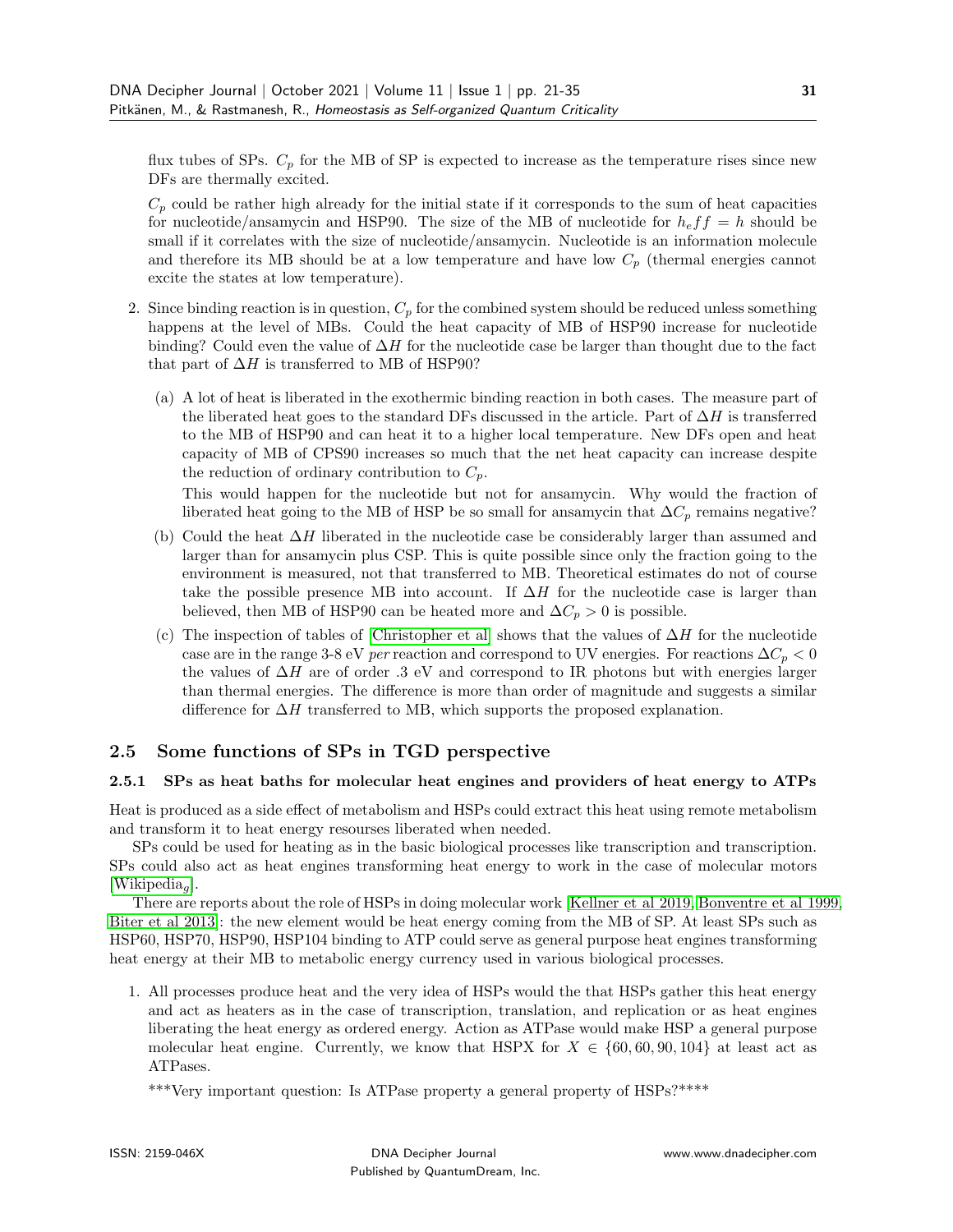flux tubes of SPs. $C_p$ for the MB of SP is expected to increase as the temperature rises since new DFs are thermally excited.

$C_p$ could be rather high already for the initial state if it corresponds to the sum of heat capacities for nucleotide/ansamycin and HSP90. The size of the MB of nucleotide for $h_eff = h$ should be small if it correlates with the size of nucleotide/ansamycin. Nucleotide is an information molecule and therefore its MB should be at a low temperature and have low $C_p$ (thermal energies cannot excite the states at low temperature).

2. Since binding reaction is in question, $C_p$ for the combined system should be reduced unless something happens at the level of MBs. Could the heat capacity of MB of HSP90 increase for nucleotide binding? Could even the value of $\Delta H$ for the nucleotide case be larger than thought due to the fact that part of $\Delta H$ is transferred to MB of HSP90?

   (a) A lot of heat is liberated in the exothermic binding reaction in both cases. The measure part of the liberated heat goes to the standard DFs discussed in the article. Part of $\Delta H$ is transferred to the MB of HSP90 and can heat it to a higher local temperature. New DFs open and heat capacity of MB of CPS90 increases so much that the net heat capacity can increase despite the reduction of ordinary contribution to $C_p$.

   This would happen for the nucleotide but not for ansamycin. Why would the fraction of liberated heat going to the MB of HSP be so small for ansamycin that $\Delta C_p$ remains negative?

   (b) Could the heat $\Delta H$ liberated in the nucleotide case be considerably larger than assumed and larger than for ansamycin plus CSP. This is quite possible since only the fraction going to the environment is measured, not that transferred to MB. Theoretical estimates do not of course take the possible presence MB into account. If $\Delta H$ for the nucleotide case is larger than believed, then MB of HSP90 can be heated more and $\Delta C_p > 0$ is possible.

   (c) The inspection of tables of [Christopher et al] shows that the values of $\Delta H$ for the nucleotide case are in the range 3-8 eV *per* reaction and correspond to UV energies. For reactions $\Delta C_p < 0$ the values of $\Delta H$ are of order .3 eV and correspond to IR photons but with energies larger than thermal energies. The difference is more than order of magnitude and suggests a similar difference for $\Delta H$ transferred to MB, which supports the proposed explanation.

## 2.5 Some functions of SPs in TGD perspective

### 2.5.1 SPs as heat baths for molecular heat engines and providers of heat energy to ATPs

Heat is produced as a side effect of metabolism and HSPs could extract this heat using remote metabolism and transform it to heat energy resourses liberated when needed.

SPs could be used for heating as in the basic biological processes like transcription and transcription. SPs could also act as heat engines transforming heat energy to work in the case of molecular motors [Wikipedia$_g$].

There are reports about the role of HSPs in doing molecular work [Kellner et al 2019, Bonventre et al 1999, Biter et al 2013]: the new element would be heat energy coming from the MB of SP. At least SPs such as HSP60, HSP70, HSP90, HSP104 binding to ATP could serve as general purpose heat engines transforming heat energy at their MB to metabolic energy currency used in various biological processes.

1. All processes produce heat and the very idea of HSPs would the that HSPs gather this heat energy and act as heaters as in the case of transcription, translation, and replication or as heat engines liberating the heat energy as ordered energy. Action as ATPase would make HSP a general purpose molecular heat engine. Currently, we know that HSPX for $X \in \{60, 60, 90, 104\}$ at least act as ATPases.

   ***Very important question: Is ATPase property a general property of HSPs?****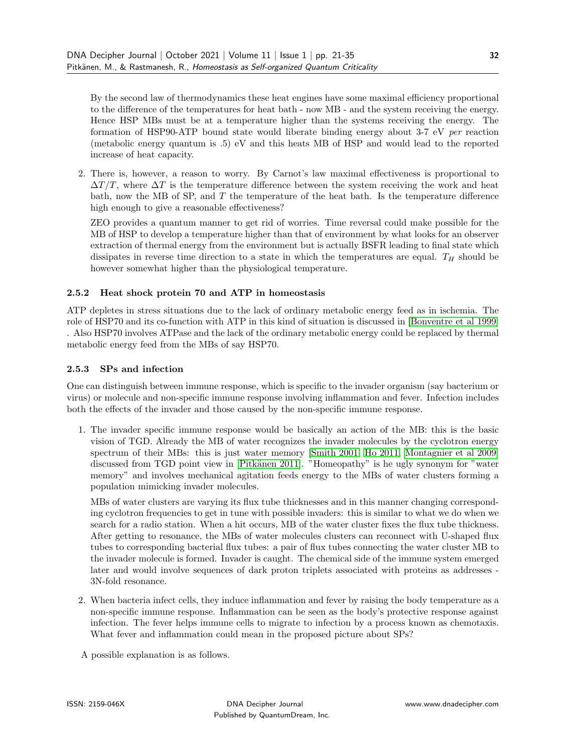By the second law of thermodynamics these heat engines have some maximal efficiency proportional to the difference of the temperatures for heat bath - now MB - and the system receiving the energy. Hence HSP MBs must be at a temperature higher than the systems receiving the energy. The formation of HSP90-ATP bound state would liberate binding energy about 3-7 eV *per* reaction (metabolic energy quantum is .5) eV and this heats MB of HSP and would lead to the reported increase of heat capacity.

2. There is, however, a reason to worry. By Carnot's law maximal effectiveness is proportional to $\Delta T/T$, where $\Delta T$ is the temperature difference between the system receiving the work and heat bath, now the MB of SP, and $T$ the temperature of the heat bath. Is the temperature difference high enough to give a reasonable effectiveness?

   ZEO provides a quantum manner to get rid of worries. Time reversal could make possible for the MB of HSP to develop a temperature higher than that of environment by what looks for an observer extraction of thermal energy from the environment but is actually BSFR leading to final state which dissipates in reverse time direction to a state in which the temperatures are equal. $T_H$ should be however somewhat higher than the physiological temperature.

#### 2.5.2 Heat shock protein 70 and ATP in homeostasis

ATP depletes in stress situations due to the lack of ordinary metabolic energy feed as in ischemia. The role of HSP70 and its co-function with ATP in this kind of situation is discussed in [Bonventre et al 1999] . Also HSP70 involves ATPase and the lack of the ordinary metabolic energy could be replaced by thermal metabolic energy feed from the MBs of say HSP70.

#### 2.5.3 SPs and infection

One can distinguish between immune response, which is specific to the invader organism (say bacterium or virus) or molecule and non-specific immune response involving inflammation and fever. Infection includes both the effects of the invader and those caused by the non-specific immune response.

1. The invader specific immune response would be basically an action of the MB: this is the basic vision of TGD. Already the MB of water recognizes the invader molecules by the cyclotron energy spectrum of their MBs: this is just water memory [Smith 2001, Ho 2011, Montagnier et al 2009] discussed from TGD point view in [Pitkänen 2011]. "Homeopathy" is he ugly synonym for "water memory" and involves mechanical agitation feeds energy to the MBs of water clusters forming a population mimicking invader molecules.

   MBs of water clusters are varying its flux tube thicknesses and in this manner changing corresponding cyclotron frequencies to get in tune with possible invaders: this is similar to what we do when we search for a radio station. When a hit occurs, MB of the water cluster fixes the flux tube thickness. After getting to resonance, the MBs of water molecules clusters can reconnect with U-shaped flux tubes to corresponding bacterial flux tubes: a pair of flux tubes connecting the water cluster MB to the invader molecule is formed. Invader is caught. The chemical side of the immune system emerged later and would involve sequences of dark proton triplets associated with proteins as addresses - 3N-fold resonance.

2. When bacteria infect cells, they induce inflammation and fever by raising the body temperature as a non-specific immune response. Inflammation can be seen as the body's protective response against infection. The fever helps immune cells to migrate to infection by a process known as chemotaxis. What fever and inflammation could mean in the proposed picture about SPs?

A possible explanation is as follows.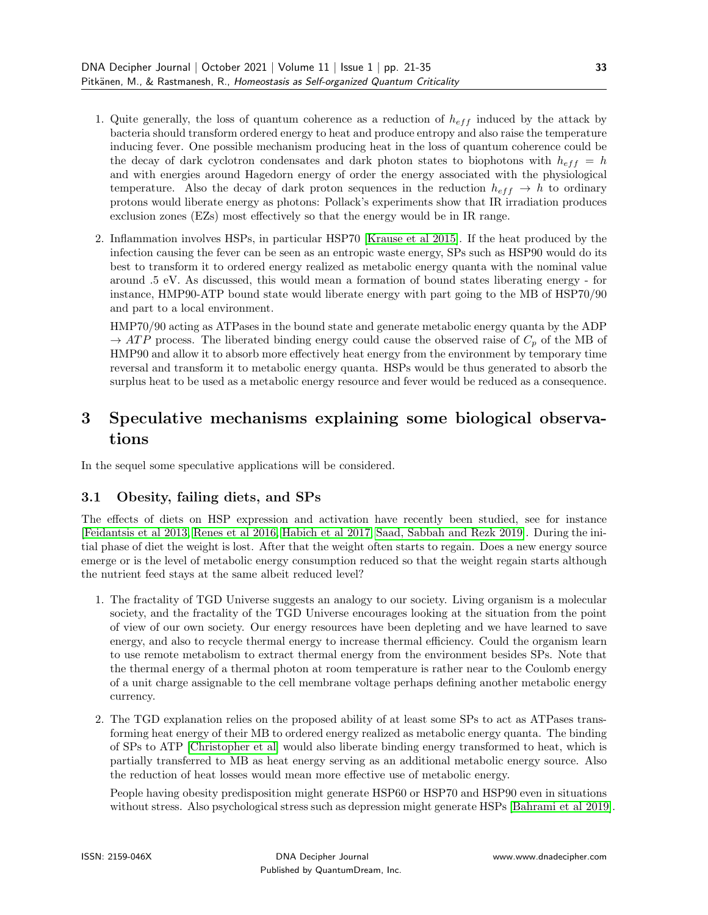1. Quite generally, the loss of quantum coherence as a reduction of $h_{eff}$ induced by the attack by bacteria should transform ordered energy to heat and produce entropy and also raise the temperature inducing fever. One possible mechanism producing heat in the loss of quantum coherence could be the decay of dark cyclotron condensates and dark photon states to biophotons with $h_{eff} = h$ and with energies around Hagedorn energy of order the energy associated with the physiological temperature. Also the decay of dark proton sequences in the reduction $h_{eff} \rightarrow h$ to ordinary protons would liberate energy as photons: Pollack's experiments show that IR irradiation produces exclusion zones (EZs) most effectively so that the energy would be in IR range.

2. Inflammation involves HSPs, in particular HSP70 [Krause et al 2015]. If the heat produced by the infection causing the fever can be seen as an entropic waste energy, SPs such as HSP90 would do its best to transform it to ordered energy realized as metabolic energy quanta with the nominal value around .5 eV. As discussed, this would mean a formation of bound states liberating energy - for instance, HMP90-ATP bound state would liberate energy with part going to the MB of HSP70/90 and part to a local environment.

   HMP70/90 acting as ATPases in the bound state and generate metabolic energy quanta by the ADP $\rightarrow ATP$ process. The liberated binding energy could cause the observed raise of $C_p$ of the MB of HMP90 and allow it to absorb more effectively heat energy from the environment by temporary time reversal and transform it to metabolic energy quanta. HSPs would be thus generated to absorb the surplus heat to be used as a metabolic energy resource and fever would be reduced as a consequence.

# 3 Speculative mechanisms explaining some biological observations

In the sequel some speculative applications will be considered.

## 3.1 Obesity, failing diets, and SPs

The effects of diets on HSP expression and activation have recently been studied, see for instance [Feidantsis et al 2013, Renes et al 2016, Habich et al 2017, Saad, Sabbah and Rezk 2019]. During the initial phase of diet the weight is lost. After that the weight often starts to regain. Does a new energy source emerge or is the level of metabolic energy consumption reduced so that the weight regain starts although the nutrient feed stays at the same albeit reduced level?

1. The fractality of TGD Universe suggests an analogy to our society. Living organism is a molecular society, and the fractality of the TGD Universe encourages looking at the situation from the point of view of our own society. Our energy resources have been depleting and we have learned to save energy, and also to recycle thermal energy to increase thermal efficiency. Could the organism learn to use remote metabolism to extract thermal energy from the environment besides SPs. Note that the thermal energy of a thermal photon at room temperature is rather near to the Coulomb energy of a unit charge assignable to the cell membrane voltage perhaps defining another metabolic energy currency.

2. The TGD explanation relies on the proposed ability of at least some SPs to act as ATPases transforming heat energy of their MB to ordered energy realized as metabolic energy quanta. The binding of SPs to ATP [Christopher et al] would also liberate binding energy transformed to heat, which is partially transferred to MB as heat energy serving as an additional metabolic energy source. Also the reduction of heat losses would mean more effective use of metabolic energy.

   People having obesity predisposition might generate HSP60 or HSP70 and HSP90 even in situations without stress. Also psychological stress such as depression might generate HSPs [Bahrami et al 2019].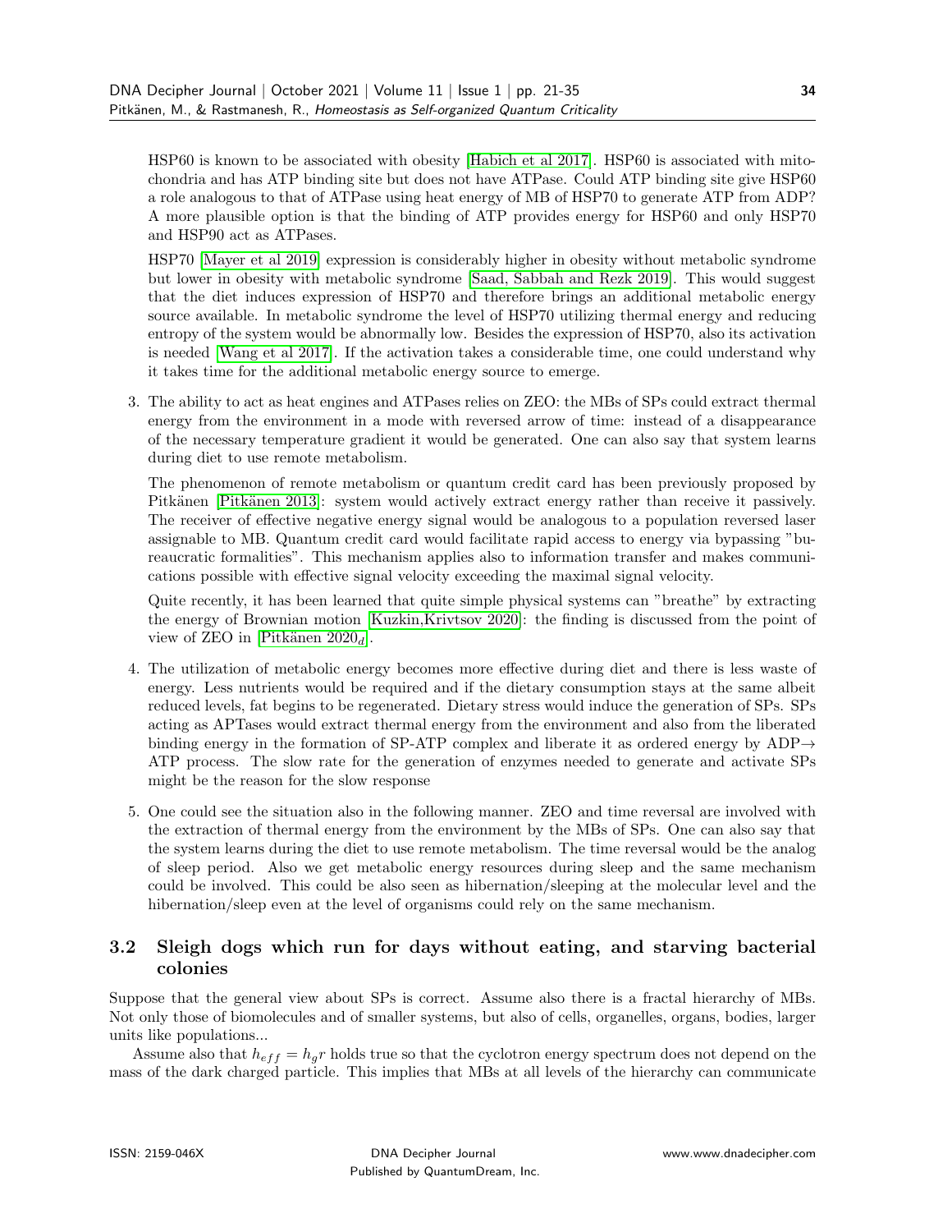HSP60 is known to be associated with obesity [Habich et al 2017]. HSP60 is associated with mitochondria and has ATP binding site but does not have ATPase. Could ATP binding site give HSP60 a role analogous to that of ATPase using heat energy of MB of HSP70 to generate ATP from ADP? A more plausible option is that the binding of ATP provides energy for HSP60 and only HSP70 and HSP90 act as ATPases.

HSP70 [Mayer et al 2019] expression is considerably higher in obesity without metabolic syndrome but lower in obesity with metabolic syndrome [Saad, Sabbah and Rezk 2019]. This would suggest that the diet induces expression of HSP70 and therefore brings an additional metabolic energy source available. In metabolic syndrome the level of HSP70 utilizing thermal energy and reducing entropy of the system would be abnormally low. Besides the expression of HSP70, also its activation is needed [Wang et al 2017]. If the activation takes a considerable time, one could understand why it takes time for the additional metabolic energy source to emerge.

3. The ability to act as heat engines and ATPases relies on ZEO: the MBs of SPs could extract thermal energy from the environment in a mode with reversed arrow of time: instead of a disappearance of the necessary temperature gradient it would be generated. One can also say that system learns during diet to use remote metabolism.

   The phenomenon of remote metabolism or quantum credit card has been previously proposed by Pitkänen [Pitkänen 2013]: system would actively extract energy rather than receive it passively. The receiver of effective negative energy signal would be analogous to a population reversed laser assignable to MB. Quantum credit card would facilitate rapid access to energy via bypassing "bureaucratic formalities". This mechanism applies also to information transfer and makes communications possible with effective signal velocity exceeding the maximal signal velocity.

   Quite recently, it has been learned that quite simple physical systems can "breathe" by extracting the energy of Brownian motion [Kuzkin,Krivtsov 2020]: the finding is discussed from the point of view of ZEO in [Pitkänen 2020$_d$].

4. The utilization of metabolic energy becomes more effective during diet and there is less waste of energy. Less nutrients would be required and if the dietary consumption stays at the same albeit reduced levels, fat begins to be regenerated. Dietary stress would induce the generation of SPs. SPs acting as APTases would extract thermal energy from the environment and also from the liberated binding energy in the formation of SP-ATP complex and liberate it as ordered energy by ADP$\rightarrow$ ATP process. The slow rate for the generation of enzymes needed to generate and activate SPs might be the reason for the slow response

5. One could see the situation also in the following manner. ZEO and time reversal are involved with the extraction of thermal energy from the environment by the MBs of SPs. One can also say that the system learns during the diet to use remote metabolism. The time reversal would be the analog of sleep period. Also we get metabolic energy resources during sleep and the same mechanism could be involved. This could be also seen as hibernation/sleeping at the molecular level and the hibernation/sleep even at the level of organisms could rely on the same mechanism.

## 3.2 Sleigh dogs which run for days without eating, and starving bacterial colonies

Suppose that the general view about SPs is correct. Assume also there is a fractal hierarchy of MBs. Not only those of biomolecules and of smaller systems, but also of cells, organelles, organs, bodies, larger units like populations...

Assume also that $h_{eff} = h_g r$ holds true so that the cyclotron energy spectrum does not depend on the mass of the dark charged particle. This implies that MBs at all levels of the hierarchy can communicate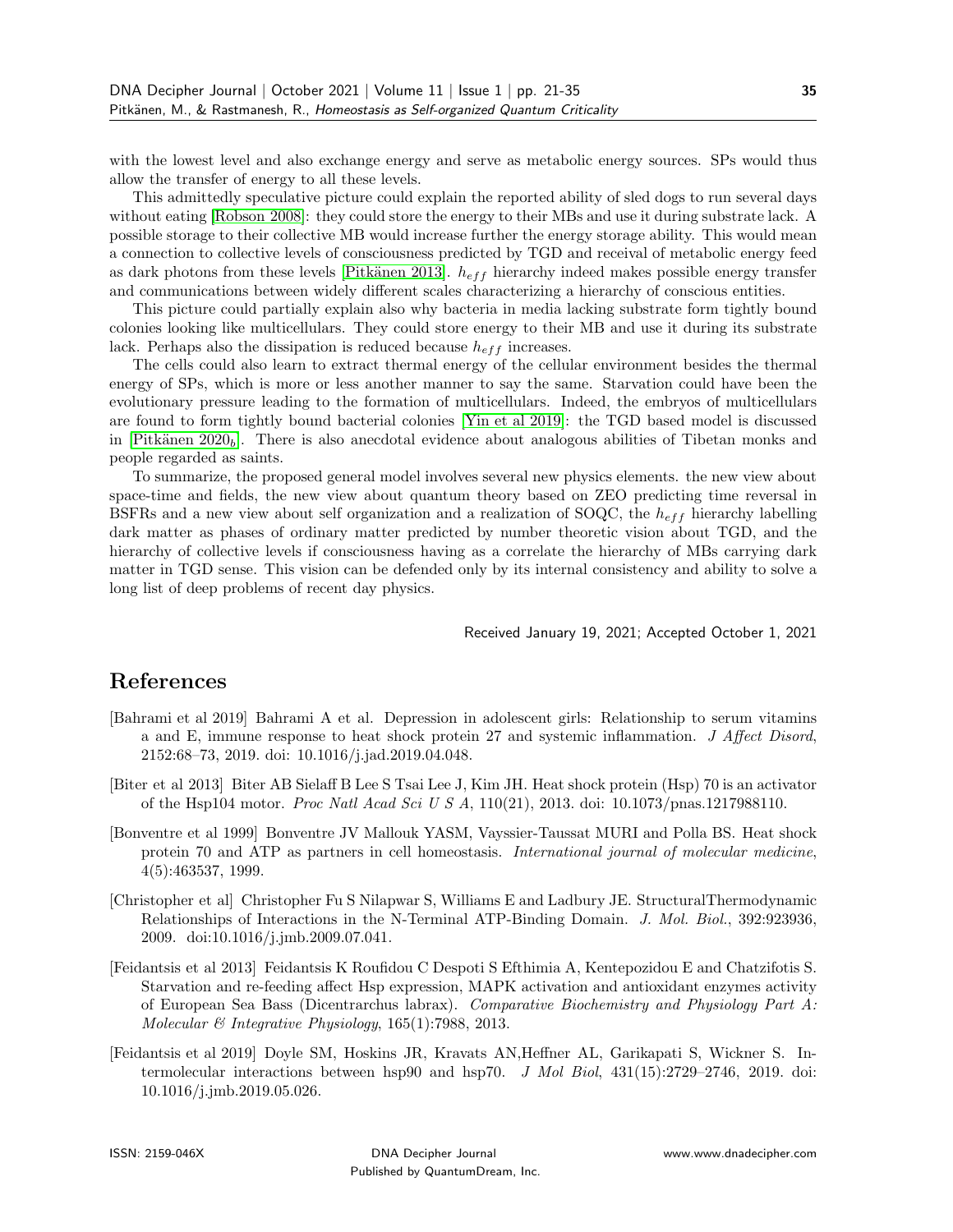with the lowest level and also exchange energy and serve as metabolic energy sources. SPs would thus allow the transfer of energy to all these levels.

This admittedly speculative picture could explain the reported ability of sled dogs to run several days without eating [Robson 2008]: they could store the energy to their MBs and use it during substrate lack. A possible storage to their collective MB would increase further the energy storage ability. This would mean a connection to collective levels of consciousness predicted by TGD and receival of metabolic energy feed as dark photons from these levels [Pitkänen 2013]. $h_{eff}$ hierarchy indeed makes possible energy transfer and communications between widely different scales characterizing a hierarchy of conscious entities.

This picture could partially explain also why bacteria in media lacking substrate form tightly bound colonies looking like multicellulars. They could store energy to their MB and use it during its substrate lack. Perhaps also the dissipation is reduced because $h_{eff}$ increases.

The cells could also learn to extract thermal energy of the cellular environment besides the thermal energy of SPs, which is more or less another manner to say the same. Starvation could have been the evolutionary pressure leading to the formation of multicellulars. Indeed, the embryos of multicellulars are found to form tightly bound bacterial colonies [Yin et al 2019]: the TGD based model is discussed in [Pitkänen 2020$_b$]. There is also anecdotal evidence about analogous abilities of Tibetan monks and people regarded as saints.

To summarize, the proposed general model involves several new physics elements. the new view about space-time and fields, the new view about quantum theory based on ZEO predicting time reversal in BSFRs and a new view about self organization and a realization of SOQC, the $h_{eff}$ hierarchy labelling dark matter as phases of ordinary matter predicted by number theoretic vision about TGD, and the hierarchy of collective levels if consciousness having as a correlate the hierarchy of MBs carrying dark matter in TGD sense. This vision can be defended only by its internal consistency and ability to solve a long list of deep problems of recent day physics.

Received January 19, 2021; Accepted October 1, 2021

# References

[Bahrami et al 2019] Bahrami A et al. Depression in adolescent girls: Relationship to serum vitamins a and E, immune response to heat shock protein 27 and systemic inflammation. *J Affect Disord*, 2152:68–73, 2019. doi: 10.1016/j.jad.2019.04.048.

[Biter et al 2013] Biter AB Sielaff B Lee S Tsai Lee J, Kim JH. Heat shock protein (Hsp) 70 is an activator of the Hsp104 motor. *Proc Natl Acad Sci U S A*, 110(21), 2013. doi: 10.1073/pnas.1217988110.

[Bonventre et al 1999] Bonventre JV Mallouk YASM, Vayssier-Taussat MURI and Polla BS. Heat shock protein 70 and ATP as partners in cell homeostasis. *International journal of molecular medicine*, 4(5):463537, 1999.

[Christopher et al] Christopher Fu S Nilapwar S, Williams E and Ladbury JE. StructuralThermodynamic Relationships of Interactions in the N-Terminal ATP-Binding Domain. *J. Mol. Biol.*, 392:923936, 2009. doi:10.1016/j.jmb.2009.07.041.

[Feidantsis et al 2013] Feidantsis K Roufidou C Despoti S Efthimia A, Kentepozidou E and Chatzifotis S. Starvation and re-feeding affect Hsp expression, MAPK activation and antioxidant enzymes activity of European Sea Bass (Dicentrarchus labrax). *Comparative Biochemistry and Physiology Part A: Molecular & Integrative Physiology*, 165(1):7988, 2013.

[Feidantsis et al 2019] Doyle SM, Hoskins JR, Kravats AN,Heffner AL, Garikapati S, Wickner S. Intermolecular interactions between hsp90 and hsp70. *J Mol Biol*, 431(15):2729–2746, 2019. doi: 10.1016/j.jmb.2019.05.026.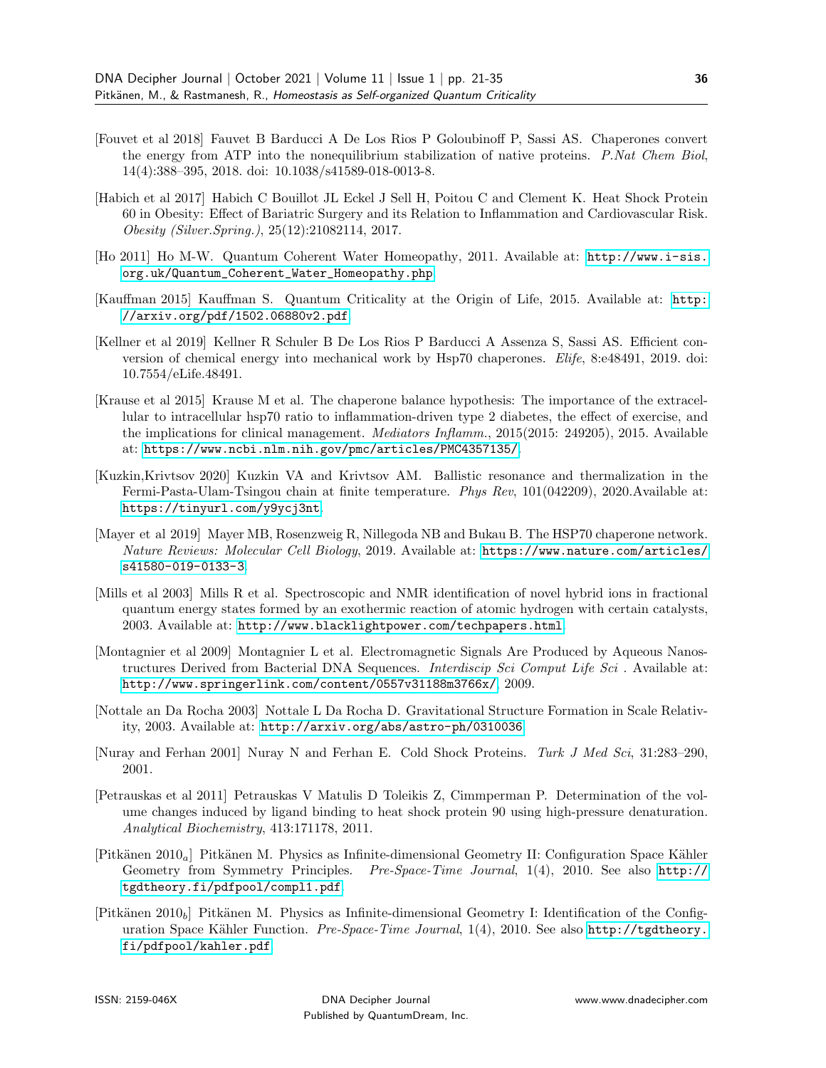[Fouvet et al 2018] Fauvet B Barducci A De Los Rios P Goloubinoff P, Sassi AS. Chaperones convert the energy from ATP into the nonequilibrium stabilization of native proteins. *P.Nat Chem Biol*, 14(4):388–395, 2018. doi: 10.1038/s41589-018-0013-8.

[Habich et al 2017] Habich C Bouillot JL Eckel J Sell H, Poitou C and Clement K. Heat Shock Protein 60 in Obesity: Effect of Bariatric Surgery and its Relation to Inflammation and Cardiovascular Risk. *Obesity (Silver.Spring.)*, 25(12):21082114, 2017.

[Ho 2011] Ho M-W. Quantum Coherent Water Homeopathy, 2011. Available at: http://www.i-sis.org.uk/Quantum_Coherent_Water_Homeopathy.php.

[Kauffman 2015] Kauffman S. Quantum Criticality at the Origin of Life, 2015. Available at: http://arxiv.org/pdf/1502.06880v2.pdf.

[Kellner et al 2019] Kellner R Schuler B De Los Rios P Barducci A Assenza S, Sassi AS. Efficient conversion of chemical energy into mechanical work by Hsp70 chaperones. *Elife*, 8:e48491, 2019. doi: 10.7554/eLife.48491.

[Krause et al 2015] Krause M et al. The chaperone balance hypothesis: The importance of the extracellular to intracellular hsp70 ratio to inflammation-driven type 2 diabetes, the effect of exercise, and the implications for clinical management. *Mediators Inflamm.*, 2015(2015: 249205), 2015. Available at: https://www.ncbi.nlm.nih.gov/pmc/articles/PMC4357135/.

[Kuzkin,Krivtsov 2020] Kuzkin VA and Krivtsov AM. Ballistic resonance and thermalization in the Fermi-Pasta-Ulam-Tsingou chain at finite temperature. *Phys Rev*, 101(042209), 2020.Available at: https://tinyurl.com/y9ycj3nt.

[Mayer et al 2019] Mayer MB, Rosenzweig R, Nillegoda NB and Bukau B. The HSP70 chaperone network. *Nature Reviews: Molecular Cell Biology*, 2019. Available at: https://www.nature.com/articles/s41580-019-0133-3.

[Mills et al 2003] Mills R et al. Spectroscopic and NMR identification of novel hybrid ions in fractional quantum energy states formed by an exothermic reaction of atomic hydrogen with certain catalysts, 2003. Available at: http://www.blacklightpower.com/techpapers.html.

[Montagnier et al 2009] Montagnier L et al. Electromagnetic Signals Are Produced by Aqueous Nanostructures Derived from Bacterial DNA Sequences. *Interdiscip Sci Comput Life Sci* . Available at: http://www.springerlink.com/content/0557v31188m3766x/, 2009.

[Nottale an Da Rocha 2003] Nottale L Da Rocha D. Gravitational Structure Formation in Scale Relativity, 2003. Available at: http://arxiv.org/abs/astro-ph/0310036.

[Nuray and Ferhan 2001] Nuray N and Ferhan E. Cold Shock Proteins. *Turk J Med Sci*, 31:283–290, 2001.

[Petrauskas et al 2011] Petrauskas V Matulis D Toleikis Z, Cimmperman P. Determination of the volume changes induced by ligand binding to heat shock protein 90 using high-pressure denaturation. *Analytical Biochemistry*, 413:171178, 2011.

[Pitkänen $2010_a$] Pitkänen M. Physics as Infinite-dimensional Geometry II: Configuration Space Kähler Geometry from Symmetry Principles. *Pre-Space-Time Journal*, 1(4), 2010. See also http://tgdtheory.fi/pdfpool/compl1.pdf.

[Pitkänen $2010_b$] Pitkänen M. Physics as Infinite-dimensional Geometry I: Identification of the Configuration Space Kähler Function. *Pre-Space-Time Journal*, 1(4), 2010. See also http://tgdtheory.fi/pdfpool/kahler.pdf.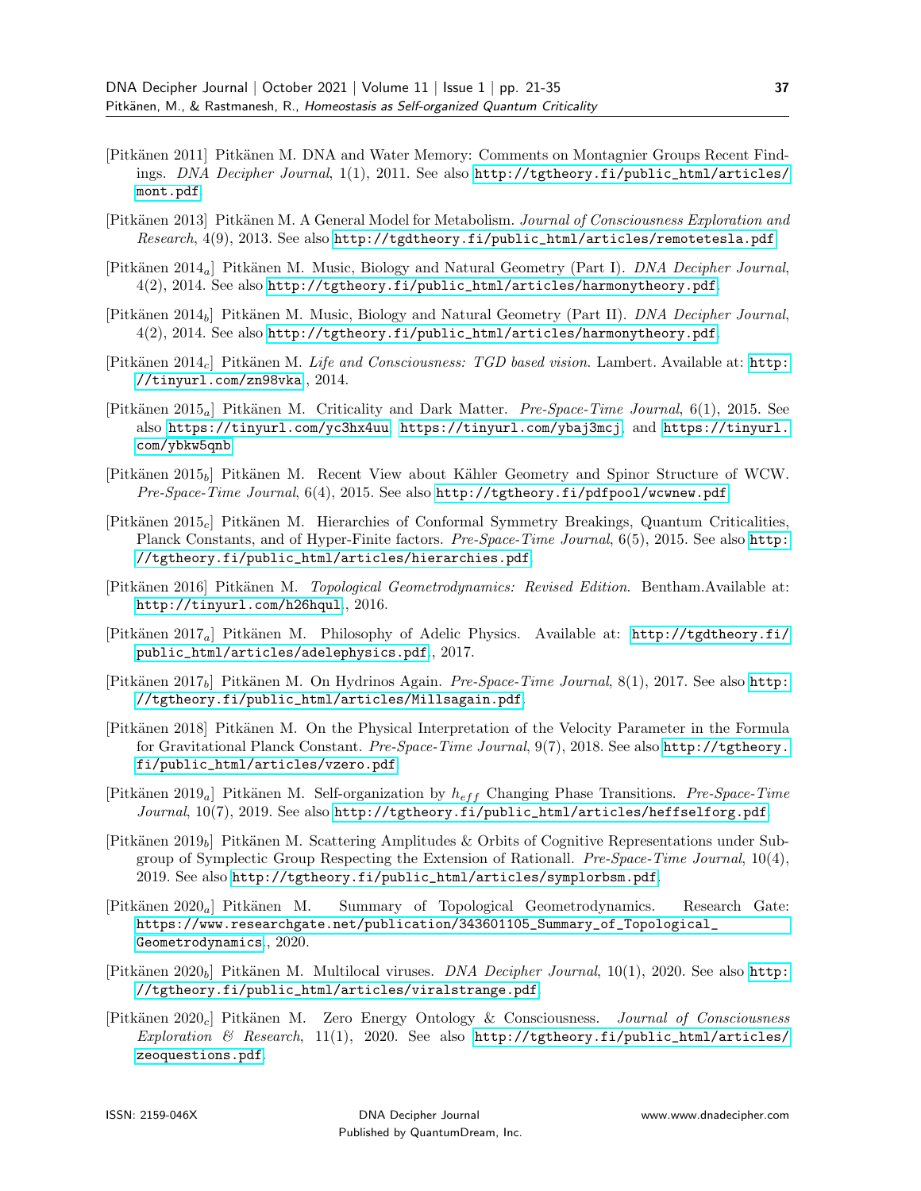[Pitkänen 2011] Pitkänen M. DNA and Water Memory: Comments on Montagnier Groups Recent Findings. *DNA Decipher Journal*, 1(1), 2011. See also http://tgtheory.fi/public_html/articles/mont.pdf.

[Pitkänen 2013] Pitkänen M. A General Model for Metabolism. *Journal of Consciousness Exploration and Research*, 4(9), 2013. See also http://tgdtheory.fi/public_html/articles/remotetesla.pdf.

[Pitkänen $2014_a$] Pitkänen M. Music, Biology and Natural Geometry (Part I). *DNA Decipher Journal*, 4(2), 2014. See also http://tgtheory.fi/public_html/articles/harmonytheory.pdf.

[Pitkänen $2014_b$] Pitkänen M. Music, Biology and Natural Geometry (Part II). *DNA Decipher Journal*, 4(2), 2014. See also http://tgtheory.fi/public_html/articles/harmonytheory.pdf.

[Pitkänen $2014_c$] Pitkänen M. *Life and Consciousness: TGD based vision*. Lambert. Available at: http://tinyurl.com/zn98vka, 2014.

[Pitkänen $2015_a$] Pitkänen M. Criticality and Dark Matter. *Pre-Space-Time Journal*, 6(1), 2015. See also https://tinyurl.com/yc3hx4uu, https://tinyurl.com/ybaj3mcj, and https://tinyurl.com/ybkw5qnb.

[Pitkänen $2015_b$] Pitkänen M. Recent View about Kähler Geometry and Spinor Structure of WCW. *Pre-Space-Time Journal*, 6(4), 2015. See also http://tgtheory.fi/pdfpool/wcwnew.pdf.

[Pitkänen $2015_c$] Pitkänen M. Hierarchies of Conformal Symmetry Breakings, Quantum Criticalities, Planck Constants, and of Hyper-Finite factors. *Pre-Space-Time Journal*, 6(5), 2015. See also http://tgtheory.fi/public_html/articles/hierarchies.pdf.

[Pitkänen 2016] Pitkänen M. *Topological Geometrodynamics: Revised Edition*. Bentham.Available at: http://tinyurl.com/h26hqul., 2016.

[Pitkänen $2017_a$] Pitkänen M. Philosophy of Adelic Physics. Available at: http://tgdtheory.fi/public_html/articles/adelephysics.pdf., 2017.

[Pitkänen $2017_b$] Pitkänen M. On Hydrinos Again. *Pre-Space-Time Journal*, 8(1), 2017. See also http://tgtheory.fi/public_html/articles/Millsagain.pdf.

[Pitkänen 2018] Pitkänen M. On the Physical Interpretation of the Velocity Parameter in the Formula for Gravitational Planck Constant. *Pre-Space-Time Journal*, 9(7), 2018. See also http://tgtheory.fi/public_html/articles/vzero.pdf.

[Pitkänen $2019_a$] Pitkänen M. Self-organization by $h_{eff}$ Changing Phase Transitions. *Pre-Space-Time Journal*, 10(7), 2019. See also http://tgtheory.fi/public_html/articles/heffselforg.pdf.

[Pitkänen $2019_b$] Pitkänen M. Scattering Amplitudes & Orbits of Cognitive Representations under Subgroup of Symplectic Group Respecting the Extension of Rationall. *Pre-Space-Time Journal*, 10(4), 2019. See also http://tgtheory.fi/public_html/articles/symplorbsm.pdf.

[Pitkänen $2020_a$] Pitkänen M. Summary of Topological Geometrodynamics. Research Gate: https://www.researchgate.net/publication/343601105_Summary_of_Topological_Geometrodynamics., 2020.

[Pitkänen $2020_b$] Pitkänen M. Multilocal viruses. *DNA Decipher Journal*, 10(1), 2020. See also http://tgtheory.fi/public_html/articles/viralstrange.pdf.

[Pitkänen $2020_c$] Pitkänen M. Zero Energy Ontology & Consciousness. *Journal of Consciousness Exploration & Research*, 11(1), 2020. See also http://tgtheory.fi/public_html/articles/zeoquestions.pdf.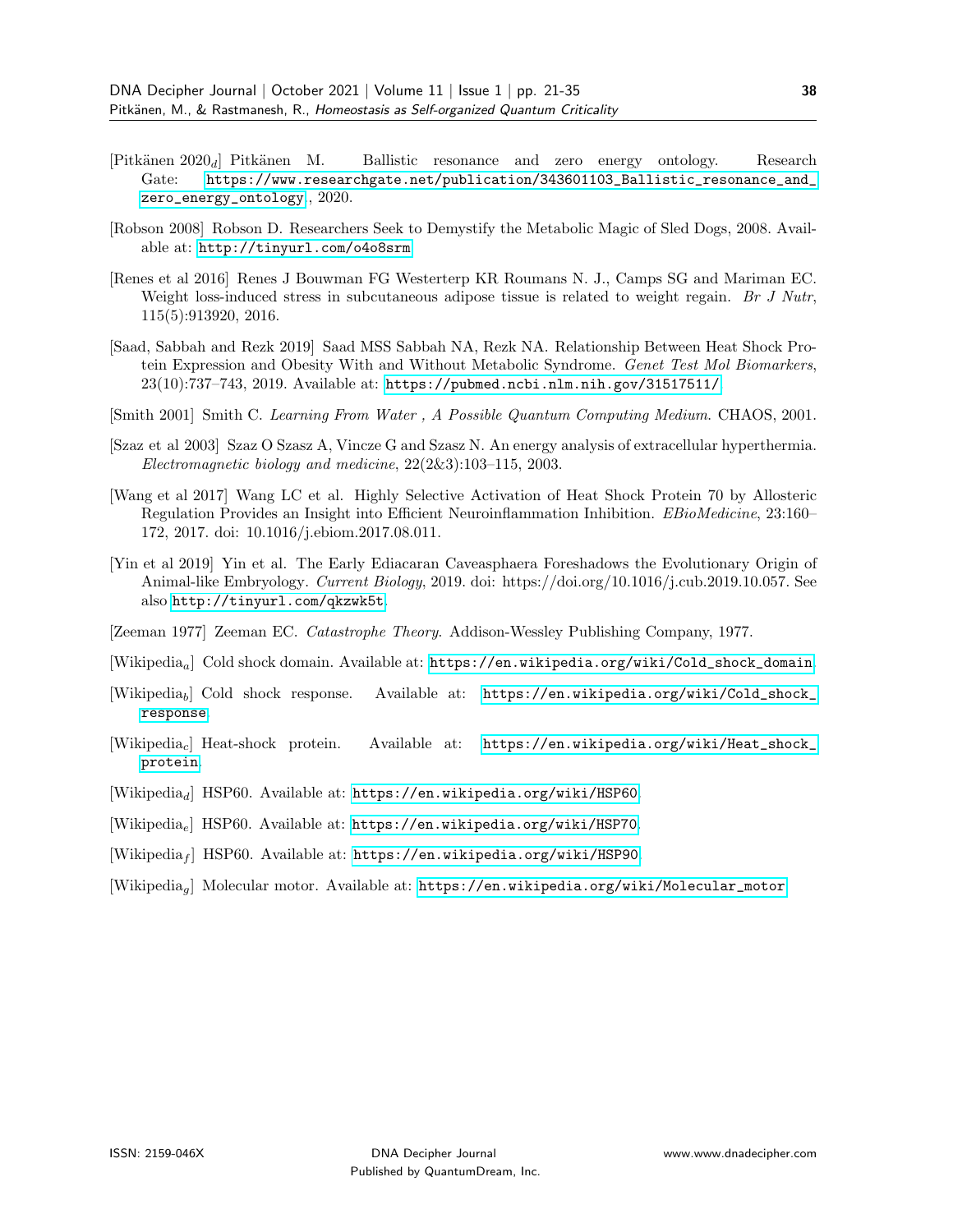[Pitkänen 2020$_d$] Pitkänen M. Ballistic resonance and zero energy ontology. Research Gate: https://www.researchgate.net/publication/343601103_Ballistic_resonance_and_zero_energy_ontology, 2020.

[Robson 2008] Robson D. Researchers Seek to Demystify the Metabolic Magic of Sled Dogs, 2008. Available at: http://tinyurl.com/o4o8srm.

[Renes et al 2016] Renes J Bouwman FG Westerterp KR Roumans N. J., Camps SG and Mariman EC. Weight loss-induced stress in subcutaneous adipose tissue is related to weight regain. *Br J Nutr*, 115(5):913920, 2016.

[Saad, Sabbah and Rezk 2019] Saad MSS Sabbah NA, Rezk NA. Relationship Between Heat Shock Protein Expression and Obesity With and Without Metabolic Syndrome. *Genet Test Mol Biomarkers*, 23(10):737–743, 2019. Available at: https://pubmed.ncbi.nlm.nih.gov/31517511/.

[Smith 2001] Smith C. *Learning From Water , A Possible Quantum Computing Medium*. CHAOS, 2001.

[Szaz et al 2003] Szaz O Szasz A, Vincze G and Szasz N. An energy analysis of extracellular hyperthermia. *Electromagnetic biology and medicine*, 22(2&3):103–115, 2003.

[Wang et al 2017] Wang LC et al. Highly Selective Activation of Heat Shock Protein 70 by Allosteric Regulation Provides an Insight into Efficient Neuroinflammation Inhibition. *EBioMedicine*, 23:160–172, 2017. doi: 10.1016/j.ebiom.2017.08.011.

[Yin et al 2019] Yin et al. The Early Ediacaran Caveasphaera Foreshadows the Evolutionary Origin of Animal-like Embryology. *Current Biology*, 2019. doi: https://doi.org/10.1016/j.cub.2019.10.057. See also http://tinyurl.com/qkzwk5t.

[Zeeman 1977] Zeeman EC. *Catastrophe Theory*. Addison-Wessley Publishing Company, 1977.

[Wikipedia$_a$] Cold shock domain. Available at: https://en.wikipedia.org/wiki/Cold_shock_domain.

[Wikipedia$_b$] Cold shock response. Available at: https://en.wikipedia.org/wiki/Cold_shock_response.

[Wikipedia$_c$] Heat-shock protein. Available at: https://en.wikipedia.org/wiki/Heat_shock_protein.

[Wikipedia$_d$] HSP60. Available at: https://en.wikipedia.org/wiki/HSP60.

[Wikipedia$_e$] HSP60. Available at: https://en.wikipedia.org/wiki/HSP70.

[Wikipedia$_f$] HSP60. Available at: https://en.wikipedia.org/wiki/HSP90.

[Wikipedia$_g$] Molecular motor. Available at: https://en.wikipedia.org/wiki/Molecular_motor.